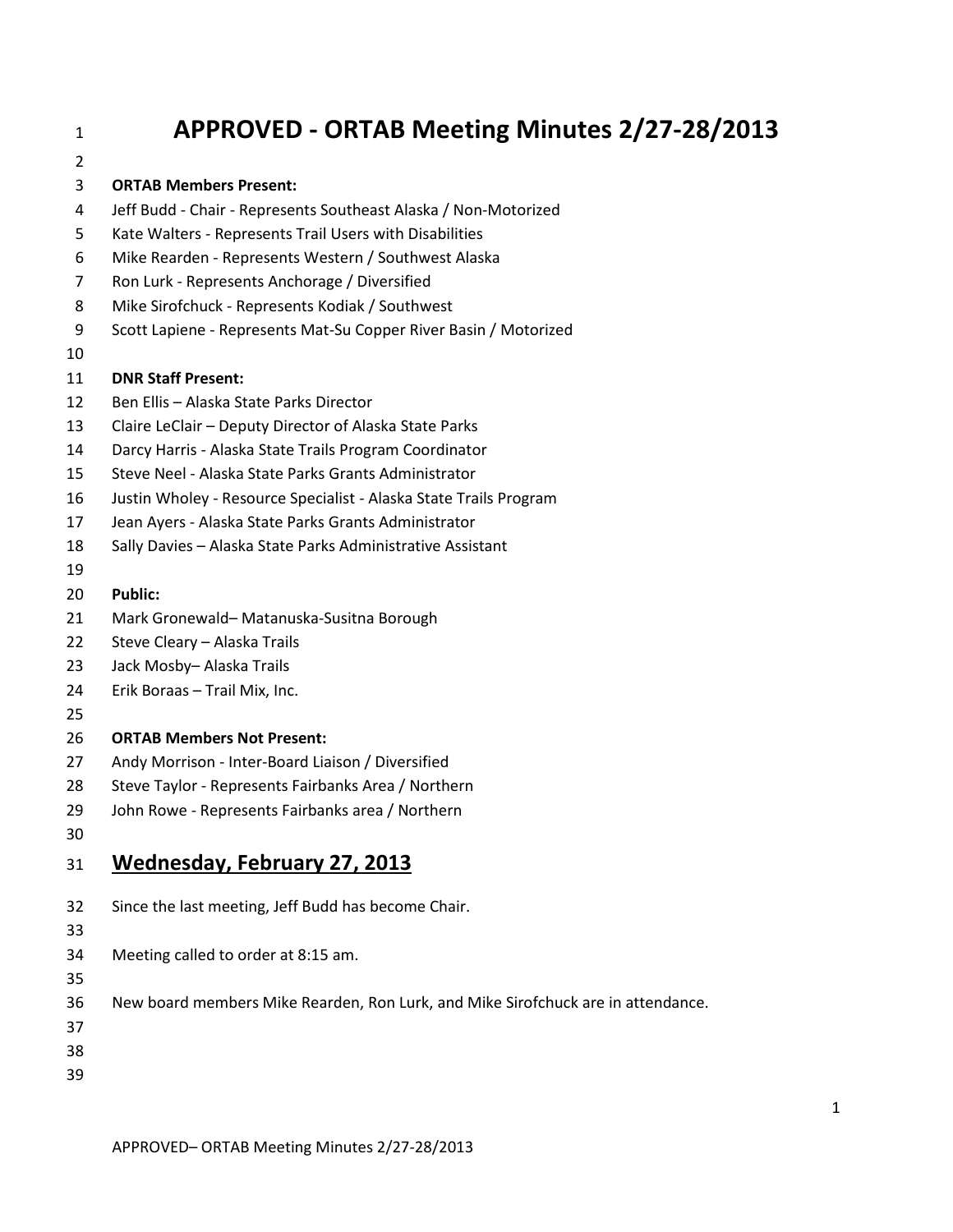# APPROVED - ORTAB Meeting Minutes 2/27-28/2013

**ORTAB Members Present:**

Jeff Budd - Chair - Represents Southeast Alaska / Non-Motorized
Kate Walters - Represents Trail Users with Disabilities
Mike Rearden - Represents Western / Southwest Alaska
Ron Lurk - Represents Anchorage / Diversified
Mike Sirofchuck - Represents Kodiak / Southwest
Scott Lapiene - Represents Mat-Su Copper River Basin / Motorized

**DNR Staff Present:**

Ben Ellis – Alaska State Parks Director
Claire LeClair – Deputy Director of Alaska State Parks
Darcy Harris - Alaska State Trails Program Coordinator
Steve Neel - Alaska State Parks Grants Administrator
Justin Wholey - Resource Specialist - Alaska State Trails Program
Jean Ayers - Alaska State Parks Grants Administrator
Sally Davies – Alaska State Parks Administrative Assistant

**Public:**

Mark Gronewald– Matanuska-Susitna Borough
Steve Cleary – Alaska Trails
Jack Mosby– Alaska Trails
Erik Boraas – Trail Mix, Inc.

**ORTAB Members Not Present:**

Andy Morrison - Inter-Board Liaison / Diversified
Steve Taylor - Represents Fairbanks Area / Northern
John Rowe - Represents Fairbanks area / Northern

## Wednesday, February 27, 2013

Since the last meeting, Jeff Budd has become Chair.

Meeting called to order at 8:15 am.

New board members Mike Rearden, Ron Lurk, and Mike Sirofchuck are in attendance.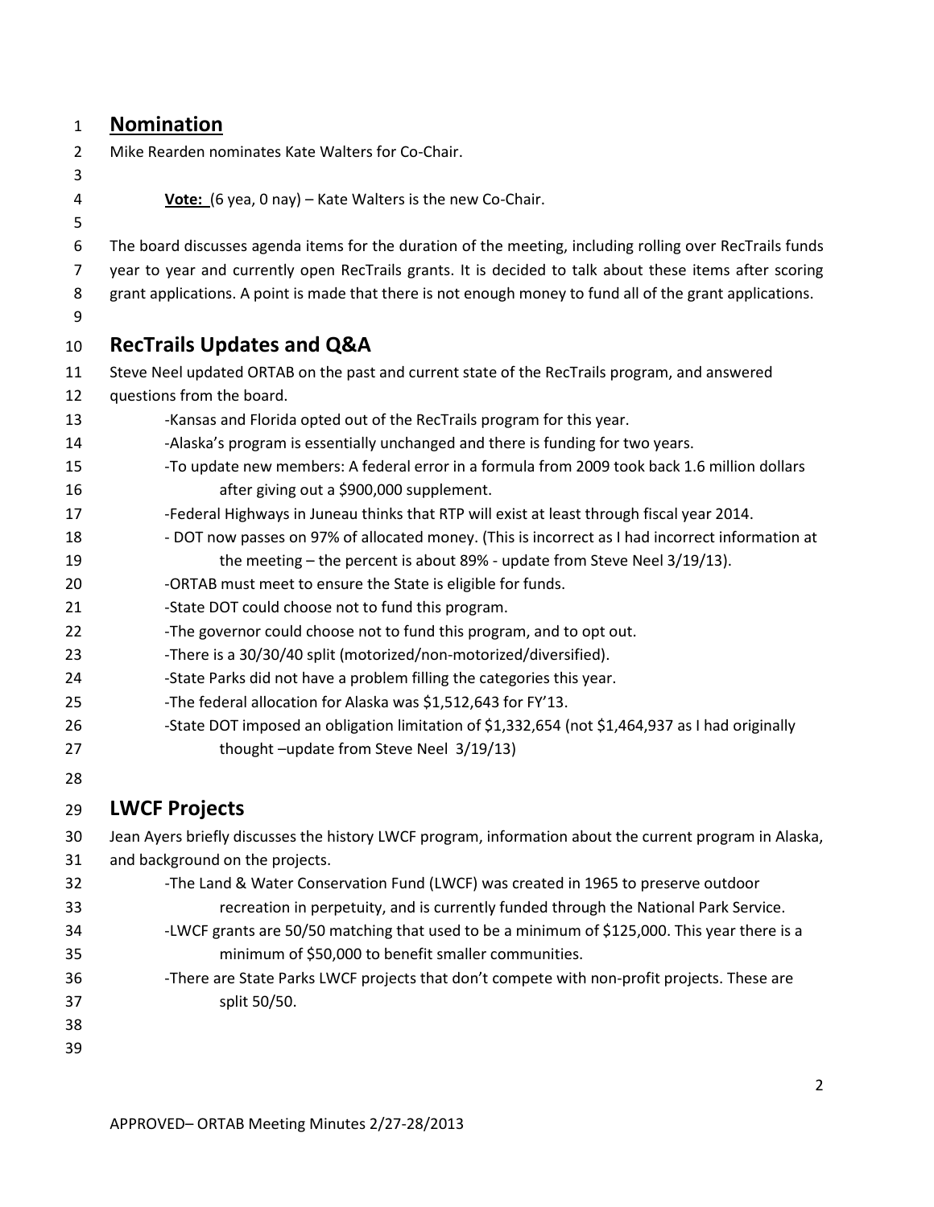## Nomination

Mike Rearden nominates Kate Walters for Co-Chair.

**Vote:** (6 yea, 0 nay) – Kate Walters is the new Co-Chair.

The board discusses agenda items for the duration of the meeting, including rolling over RecTrails funds year to year and currently open RecTrails grants. It is decided to talk about these items after scoring grant applications. A point is made that there is not enough money to fund all of the grant applications.

## RecTrails Updates and Q&A

Steve Neel updated ORTAB on the past and current state of the RecTrails program, and answered questions from the board.

- Kansas and Florida opted out of the RecTrails program for this year.
- Alaska's program is essentially unchanged and there is funding for two years.
- To update new members: A federal error in a formula from 2009 took back 1.6 million dollars after giving out a $900,000 supplement.
- Federal Highways in Juneau thinks that RTP will exist at least through fiscal year 2014.
- DOT now passes on 97% of allocated money. (This is incorrect as I had incorrect information at the meeting – the percent is about 89% - update from Steve Neel 3/19/13).
- ORTAB must meet to ensure the State is eligible for funds.
- State DOT could choose not to fund this program.
- The governor could choose not to fund this program, and to opt out.
- There is a 30/30/40 split (motorized/non-motorized/diversified).
- State Parks did not have a problem filling the categories this year.
- The federal allocation for Alaska was $1,512,643 for FY'13.
- State DOT imposed an obligation limitation of $1,332,654 (not $1,464,937 as I had originally thought –update from Steve Neel 3/19/13)

## LWCF Projects

Jean Ayers briefly discusses the history LWCF program, information about the current program in Alaska, and background on the projects.

- The Land & Water Conservation Fund (LWCF) was created in 1965 to preserve outdoor recreation in perpetuity, and is currently funded through the National Park Service.
- LWCF grants are 50/50 matching that used to be a minimum of $125,000. This year there is a minimum of $50,000 to benefit smaller communities.
- There are State Parks LWCF projects that don't compete with non-profit projects. These are split 50/50.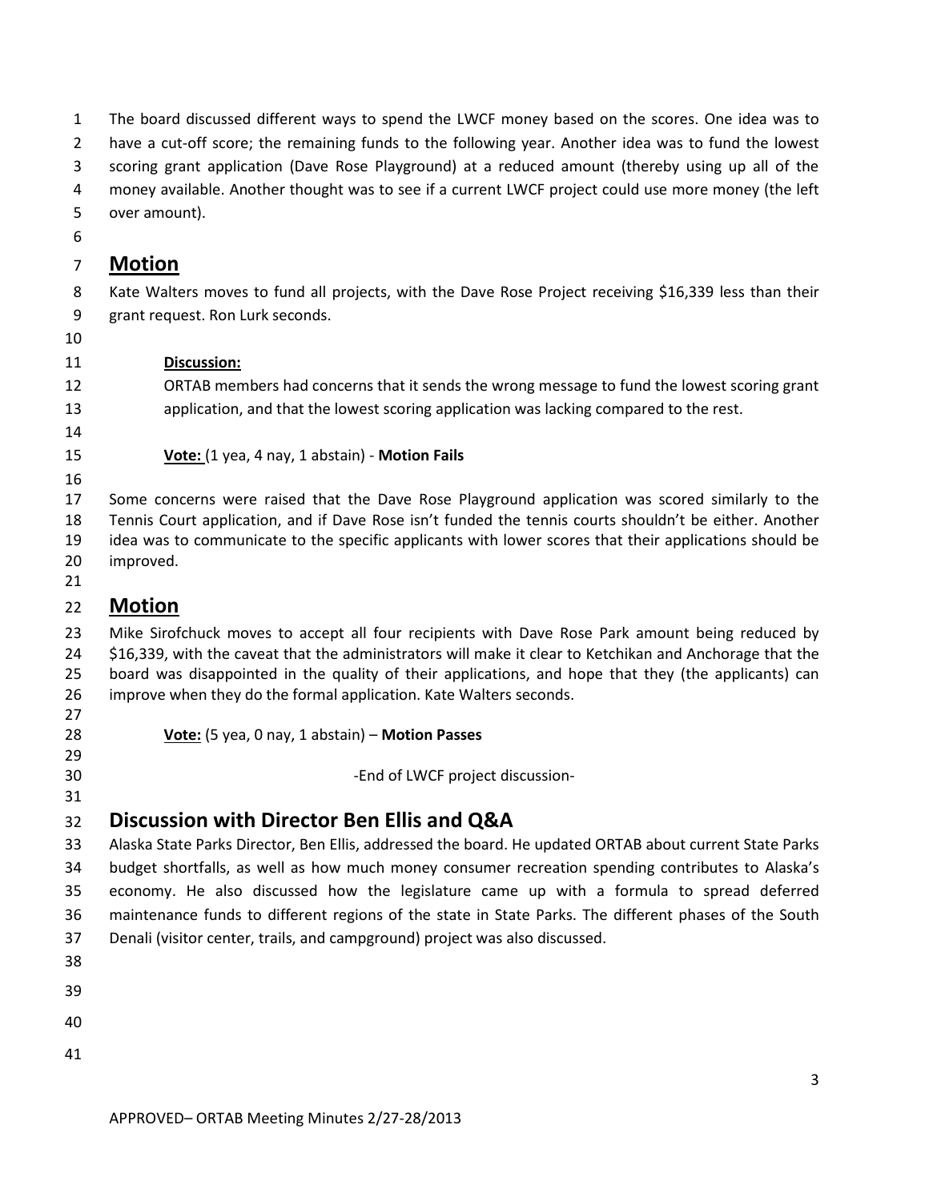The board discussed different ways to spend the LWCF money based on the scores. One idea was to have a cut-off score; the remaining funds to the following year. Another idea was to fund the lowest scoring grant application (Dave Rose Playground) at a reduced amount (thereby using up all of the money available. Another thought was to see if a current LWCF project could use more money (the left over amount).

## **Motion**

Kate Walters moves to fund all projects, with the Dave Rose Project receiving $16,339 less than their grant request. Ron Lurk seconds.

> **Discussion:**
> ORTAB members had concerns that it sends the wrong message to fund the lowest scoring grant application, and that the lowest scoring application was lacking compared to the rest.
>
> **Vote:** (1 yea, 4 nay, 1 abstain) - **Motion Fails**

Some concerns were raised that the Dave Rose Playground application was scored similarly to the Tennis Court application, and if Dave Rose isn't funded the tennis courts shouldn't be either. Another idea was to communicate to the specific applicants with lower scores that their applications should be improved.

## **Motion**

Mike Sirofchuck moves to accept all four recipients with Dave Rose Park amount being reduced by $16,339, with the caveat that the administrators will make it clear to Ketchikan and Anchorage that the board was disappointed in the quality of their applications, and hope that they (the applicants) can improve when they do the formal application. Kate Walters seconds.

> **Vote:** (5 yea, 0 nay, 1 abstain) – **Motion Passes**

-End of LWCF project discussion-

## **Discussion with Director Ben Ellis and Q&A**

Alaska State Parks Director, Ben Ellis, addressed the board. He updated ORTAB about current State Parks budget shortfalls, as well as how much money consumer recreation spending contributes to Alaska's economy. He also discussed how the legislature came up with a formula to spread deferred maintenance funds to different regions of the state in State Parks. The different phases of the South Denali (visitor center, trails, and campground) project was also discussed.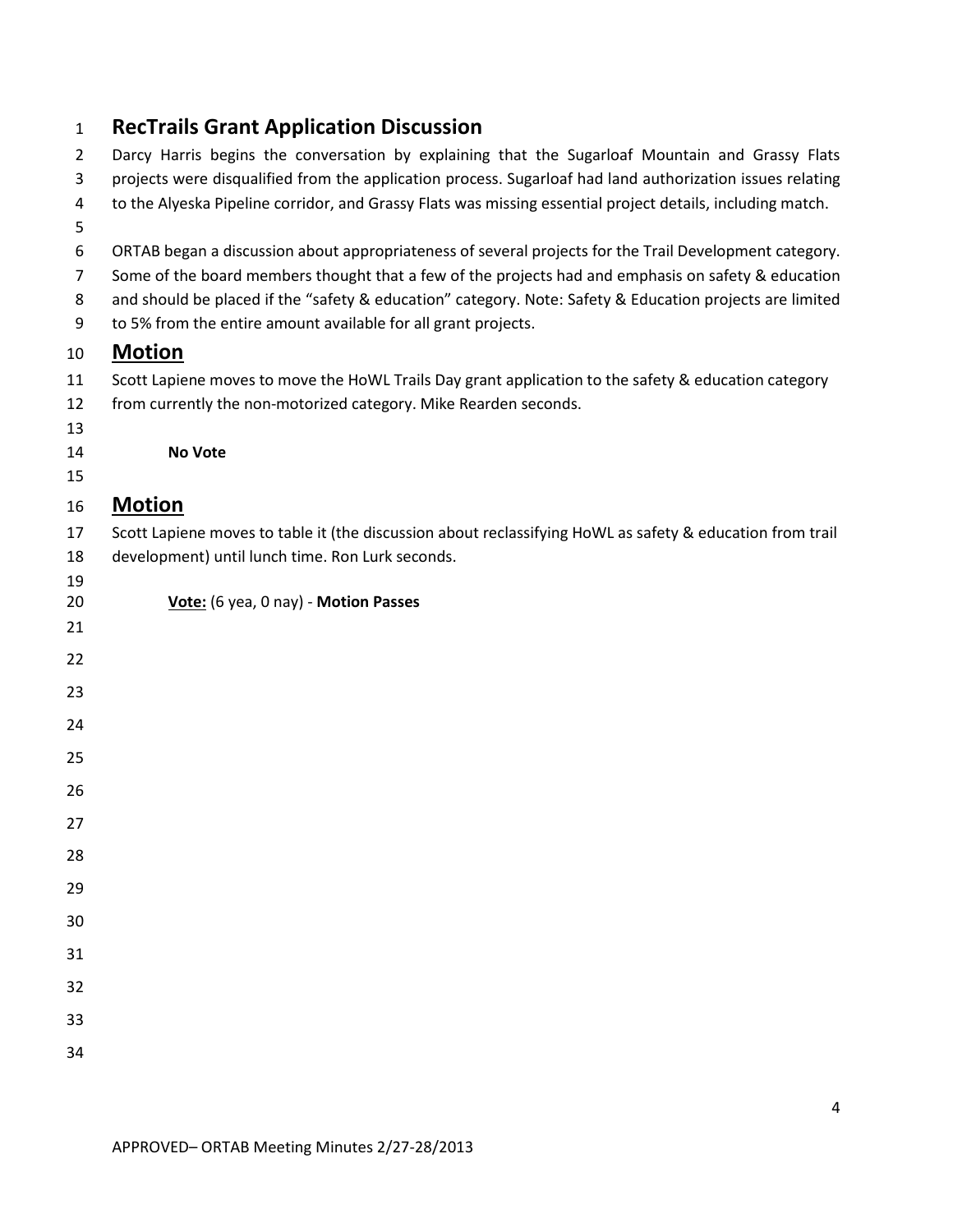# RecTrails Grant Application Discussion

Darcy Harris begins the conversation by explaining that the Sugarloaf Mountain and Grassy Flats projects were disqualified from the application process. Sugarloaf had land authorization issues relating to the Alyeska Pipeline corridor, and Grassy Flats was missing essential project details, including match.

ORTAB began a discussion about appropriateness of several projects for the Trail Development category. Some of the board members thought that a few of the projects had and emphasis on safety & education and should be placed if the "safety & education" category. Note: Safety & Education projects are limited to 5% from the entire amount available for all grant projects.

## Motion

Scott Lapiene moves to move the HoWL Trails Day grant application to the safety & education category from currently the non-motorized category. Mike Rearden seconds.

**No Vote**

## Motion

Scott Lapiene moves to table it (the discussion about reclassifying HoWL as safety & education from trail development) until lunch time. Ron Lurk seconds.

**Vote:** (6 yea, 0 nay) - **Motion Passes**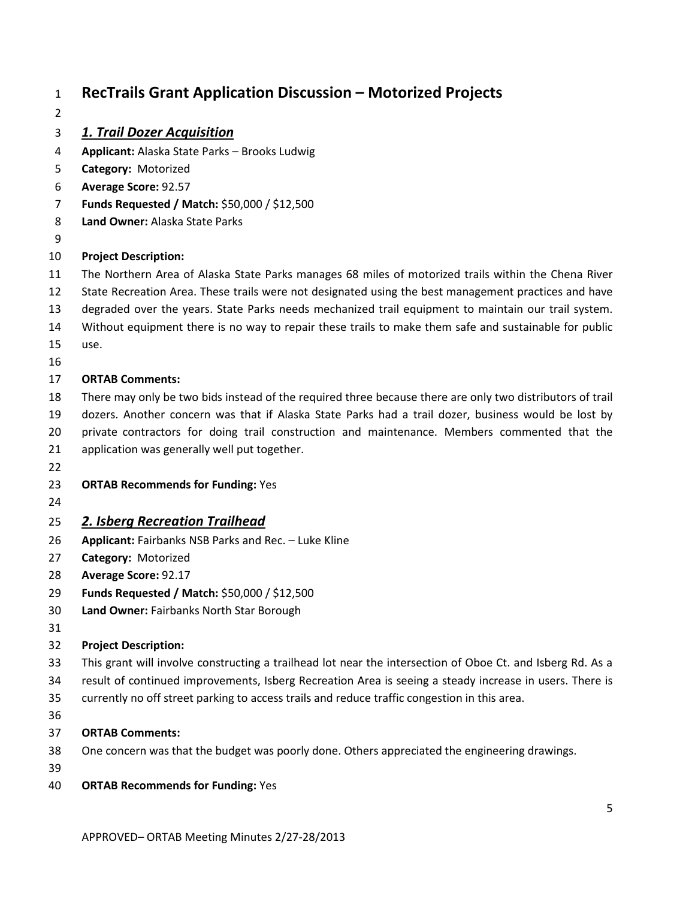## RecTrails Grant Application Discussion – Motorized Projects

### ***1. Trail Dozer Acquisition***

**Applicant:** Alaska State Parks – Brooks Ludwig
**Category:** Motorized
**Average Score:** 92.57
**Funds Requested / Match:** $50,000 / $12,500
**Land Owner:** Alaska State Parks

**Project Description:**
The Northern Area of Alaska State Parks manages 68 miles of motorized trails within the Chena River State Recreation Area. These trails were not designated using the best management practices and have degraded over the years. State Parks needs mechanized trail equipment to maintain our trail system. Without equipment there is no way to repair these trails to make them safe and sustainable for public use.

**ORTAB Comments:**
There may only be two bids instead of the required three because there are only two distributors of trail dozers. Another concern was that if Alaska State Parks had a trail dozer, business would be lost by private contractors for doing trail construction and maintenance. Members commented that the application was generally well put together.

**ORTAB Recommends for Funding:** Yes

### ***2. Isberg Recreation Trailhead***

**Applicant:** Fairbanks NSB Parks and Rec. – Luke Kline
**Category:** Motorized
**Average Score:** 92.17
**Funds Requested / Match:** $50,000 / $12,500
**Land Owner:** Fairbanks North Star Borough

**Project Description:**
This grant will involve constructing a trailhead lot near the intersection of Oboe Ct. and Isberg Rd. As a result of continued improvements, Isberg Recreation Area is seeing a steady increase in users. There is currently no off street parking to access trails and reduce traffic congestion in this area.

**ORTAB Comments:**
One concern was that the budget was poorly done. Others appreciated the engineering drawings.

**ORTAB Recommends for Funding:** Yes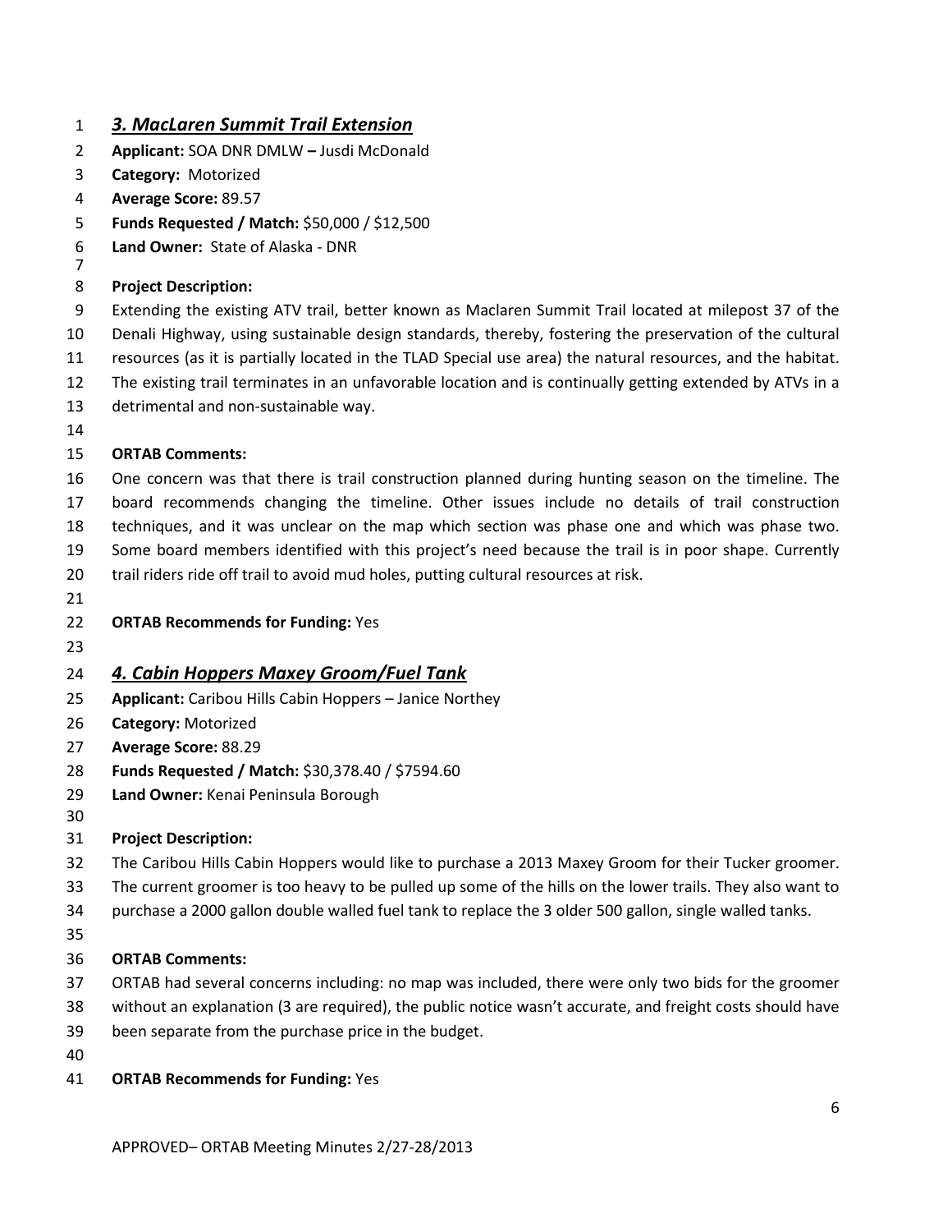## *3. MacLaren Summit Trail Extension*

**Applicant:** SOA DNR DMLW **–** Jusdi McDonald

**Category:** Motorized

**Average Score:** 89.57

**Funds Requested / Match:** $50,000 / $12,500

**Land Owner:** State of Alaska - DNR

**Project Description:**

Extending the existing ATV trail, better known as Maclaren Summit Trail located at milepost 37 of the Denali Highway, using sustainable design standards, thereby, fostering the preservation of the cultural resources (as it is partially located in the TLAD Special use area) the natural resources, and the habitat. The existing trail terminates in an unfavorable location and is continually getting extended by ATVs in a detrimental and non-sustainable way.

**ORTAB Comments:**

One concern was that there is trail construction planned during hunting season on the timeline. The board recommends changing the timeline. Other issues include no details of trail construction techniques, and it was unclear on the map which section was phase one and which was phase two. Some board members identified with this project's need because the trail is in poor shape. Currently trail riders ride off trail to avoid mud holes, putting cultural resources at risk.

**ORTAB Recommends for Funding:** Yes

## *4. Cabin Hoppers Maxey Groom/Fuel Tank*

**Applicant:** Caribou Hills Cabin Hoppers – Janice Northey

**Category:** Motorized

**Average Score:** 88.29

**Funds Requested / Match:** $30,378.40 / $7594.60

**Land Owner:** Kenai Peninsula Borough

**Project Description:**

The Caribou Hills Cabin Hoppers would like to purchase a 2013 Maxey Groom for their Tucker groomer. The current groomer is too heavy to be pulled up some of the hills on the lower trails. They also want to purchase a 2000 gallon double walled fuel tank to replace the 3 older 500 gallon, single walled tanks.

**ORTAB Comments:**

ORTAB had several concerns including: no map was included, there were only two bids for the groomer without an explanation (3 are required), the public notice wasn't accurate, and freight costs should have been separate from the purchase price in the budget.

**ORTAB Recommends for Funding:** Yes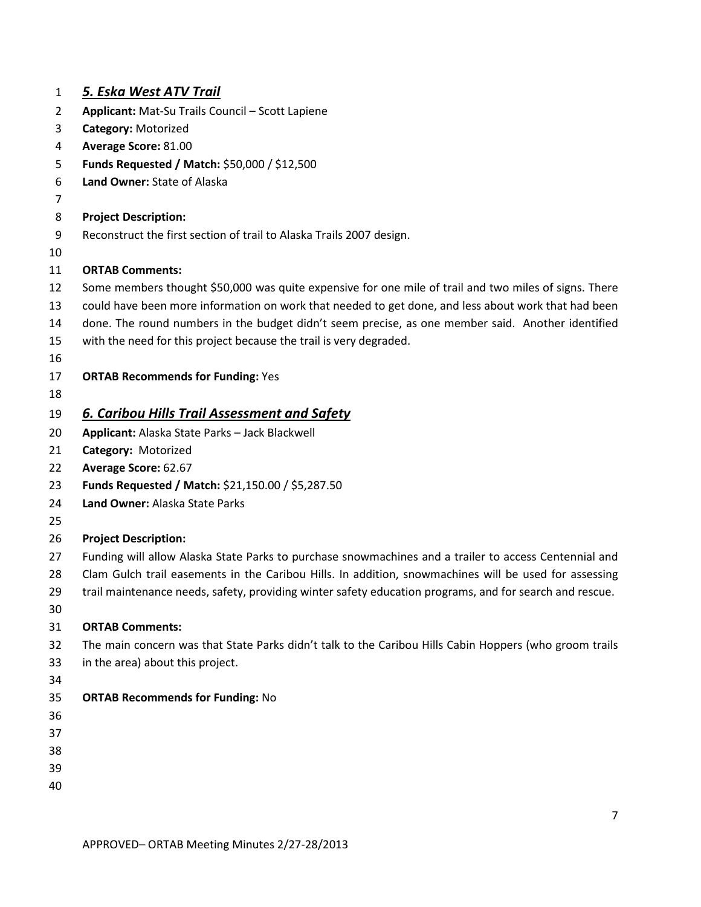## *5. Eska West ATV Trail*

**Applicant:** Mat-Su Trails Council – Scott Lapiene
**Category:** Motorized
**Average Score:** 81.00
**Funds Requested / Match:** $50,000 / $12,500
**Land Owner:** State of Alaska

**Project Description:**
Reconstruct the first section of trail to Alaska Trails 2007 design.

**ORTAB Comments:**
Some members thought $50,000 was quite expensive for one mile of trail and two miles of signs. There could have been more information on work that needed to get done, and less about work that had been done. The round numbers in the budget didn't seem precise, as one member said. Another identified with the need for this project because the trail is very degraded.

**ORTAB Recommends for Funding:** Yes

## *6. Caribou Hills Trail Assessment and Safety*

**Applicant:** Alaska State Parks – Jack Blackwell
**Category:** Motorized
**Average Score:** 62.67
**Funds Requested / Match:** $21,150.00 / $5,287.50
**Land Owner:** Alaska State Parks

**Project Description:**
Funding will allow Alaska State Parks to purchase snowmachines and a trailer to access Centennial and Clam Gulch trail easements in the Caribou Hills. In addition, snowmachines will be used for assessing trail maintenance needs, safety, providing winter safety education programs, and for search and rescue.

**ORTAB Comments:**
The main concern was that State Parks didn't talk to the Caribou Hills Cabin Hoppers (who groom trails in the area) about this project.

**ORTAB Recommends for Funding:** No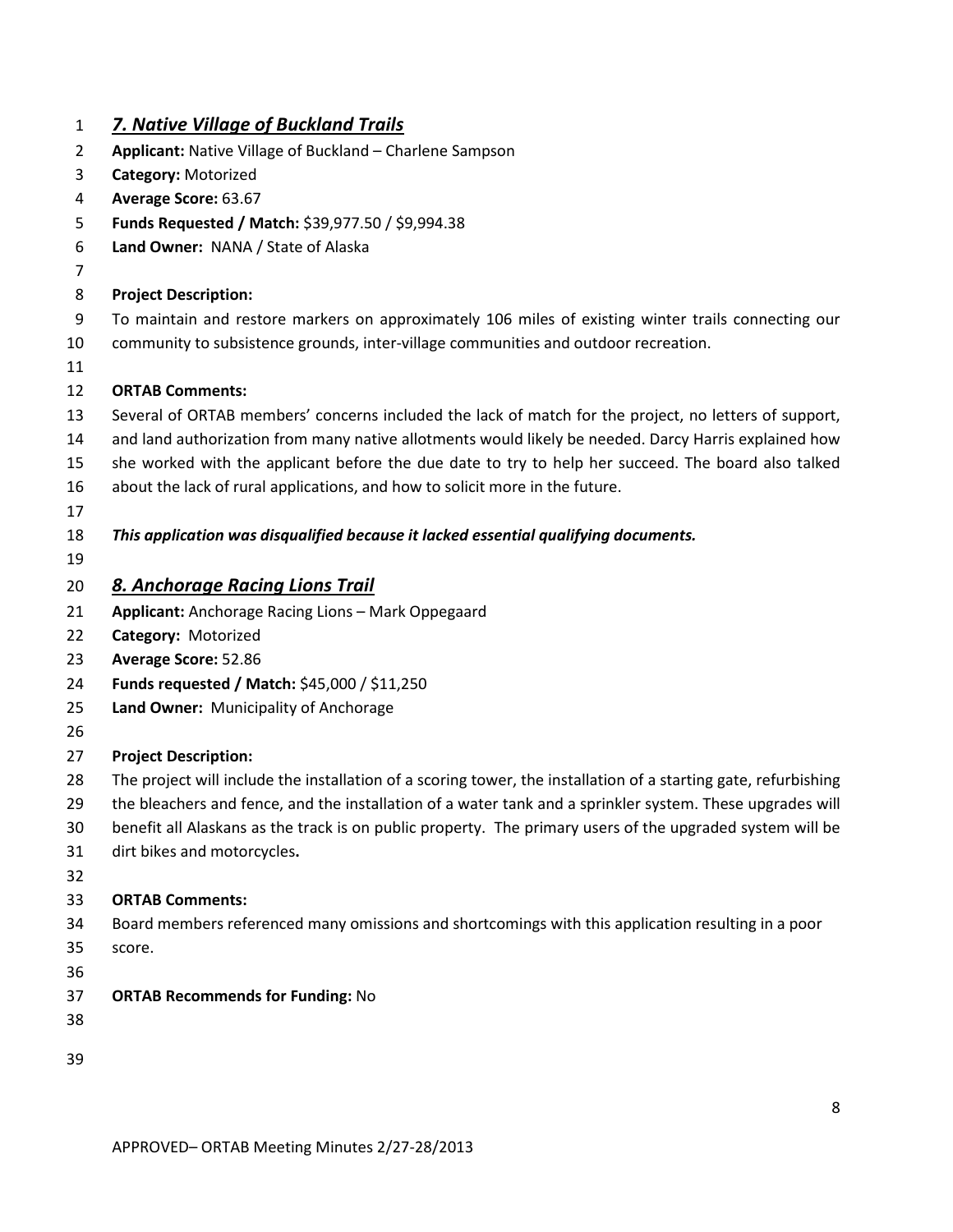## *7. Native Village of Buckland Trails*

**Applicant:** Native Village of Buckland – Charlene Sampson
**Category:** Motorized
**Average Score:** 63.67
**Funds Requested / Match:** $39,977.50 / $9,994.38
**Land Owner:** NANA / State of Alaska

**Project Description:**
To maintain and restore markers on approximately 106 miles of existing winter trails connecting our community to subsistence grounds, inter-village communities and outdoor recreation.

**ORTAB Comments:**
Several of ORTAB members' concerns included the lack of match for the project, no letters of support, and land authorization from many native allotments would likely be needed. Darcy Harris explained how she worked with the applicant before the due date to try to help her succeed. The board also talked about the lack of rural applications, and how to solicit more in the future.

***This application was disqualified because it lacked essential qualifying documents.***

## *8. Anchorage Racing Lions Trail*

**Applicant:** Anchorage Racing Lions – Mark Oppegaard
**Category:** Motorized
**Average Score:** 52.86
**Funds requested / Match:** $45,000 / $11,250
**Land Owner:** Municipality of Anchorage

**Project Description:**
The project will include the installation of a scoring tower, the installation of a starting gate, refurbishing the bleachers and fence, and the installation of a water tank and a sprinkler system. These upgrades will benefit all Alaskans as the track is on public property. The primary users of the upgraded system will be dirt bikes and motorcycles.

**ORTAB Comments:**
Board members referenced many omissions and shortcomings with this application resulting in a poor score.

**ORTAB Recommends for Funding:** No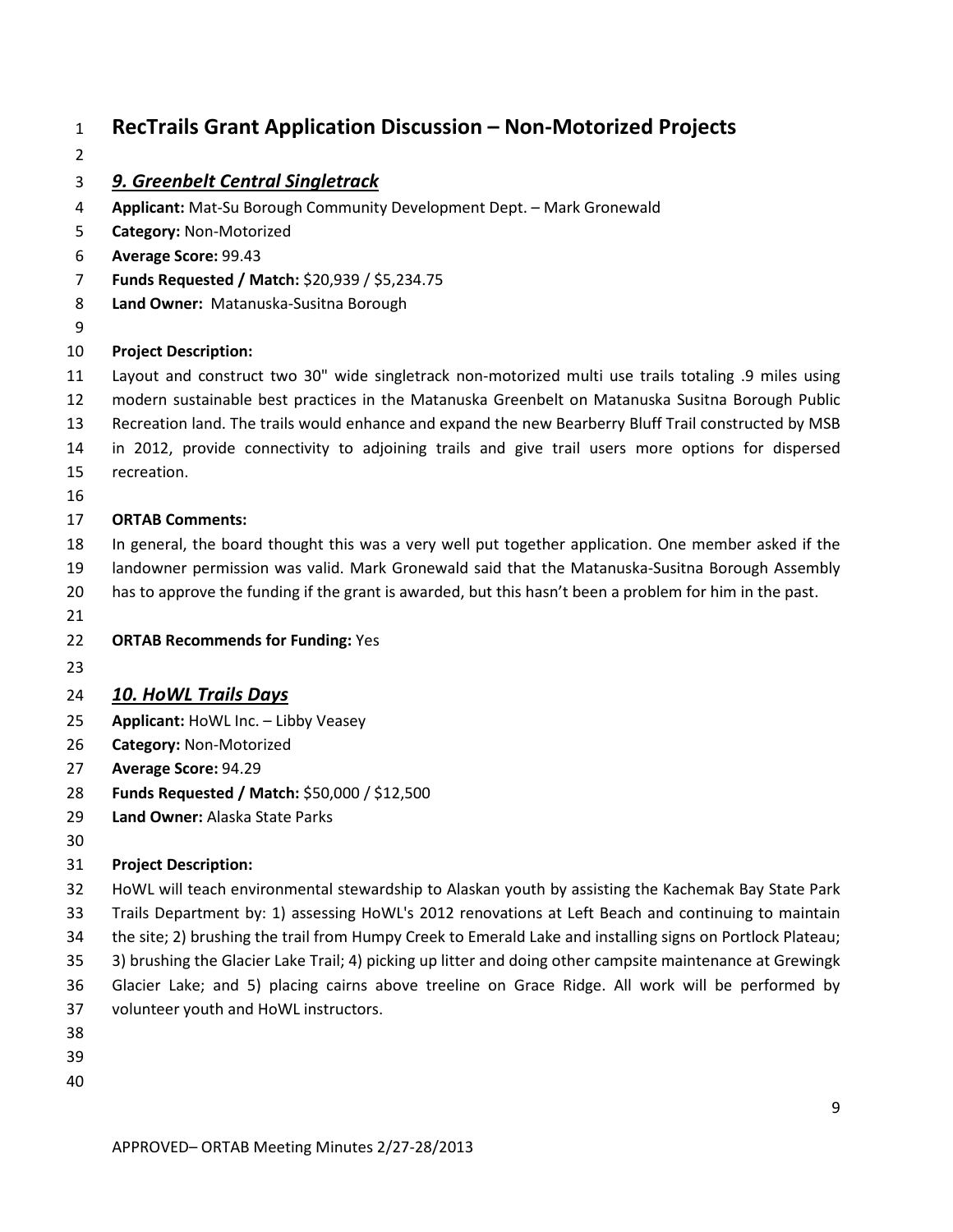# RecTrails Grant Application Discussion – Non-Motorized Projects

## *9. Greenbelt Central Singletrack*

**Applicant:** Mat-Su Borough Community Development Dept. – Mark Gronewald
**Category:** Non-Motorized
**Average Score:** 99.43
**Funds Requested / Match:** $20,939 / $5,234.75
**Land Owner:** Matanuska-Susitna Borough

**Project Description:**
Layout and construct two 30" wide singletrack non-motorized multi use trails totaling .9 miles using modern sustainable best practices in the Matanuska Greenbelt on Matanuska Susitna Borough Public Recreation land. The trails would enhance and expand the new Bearberry Bluff Trail constructed by MSB in 2012, provide connectivity to adjoining trails and give trail users more options for dispersed recreation.

**ORTAB Comments:**
In general, the board thought this was a very well put together application. One member asked if the landowner permission was valid. Mark Gronewald said that the Matanuska-Susitna Borough Assembly has to approve the funding if the grant is awarded, but this hasn't been a problem for him in the past.

**ORTAB Recommends for Funding:** Yes

## *10. HoWL Trails Days*

**Applicant:** HoWL Inc. – Libby Veasey
**Category:** Non-Motorized
**Average Score:** 94.29
**Funds Requested / Match:** $50,000 / $12,500
**Land Owner:** Alaska State Parks

**Project Description:**
HoWL will teach environmental stewardship to Alaskan youth by assisting the Kachemak Bay State Park Trails Department by: 1) assessing HoWL's 2012 renovations at Left Beach and continuing to maintain the site; 2) brushing the trail from Humpy Creek to Emerald Lake and installing signs on Portlock Plateau; 3) brushing the Glacier Lake Trail; 4) picking up litter and doing other campsite maintenance at Grewingk Glacier Lake; and 5) placing cairns above treeline on Grace Ridge. All work will be performed by volunteer youth and HoWL instructors.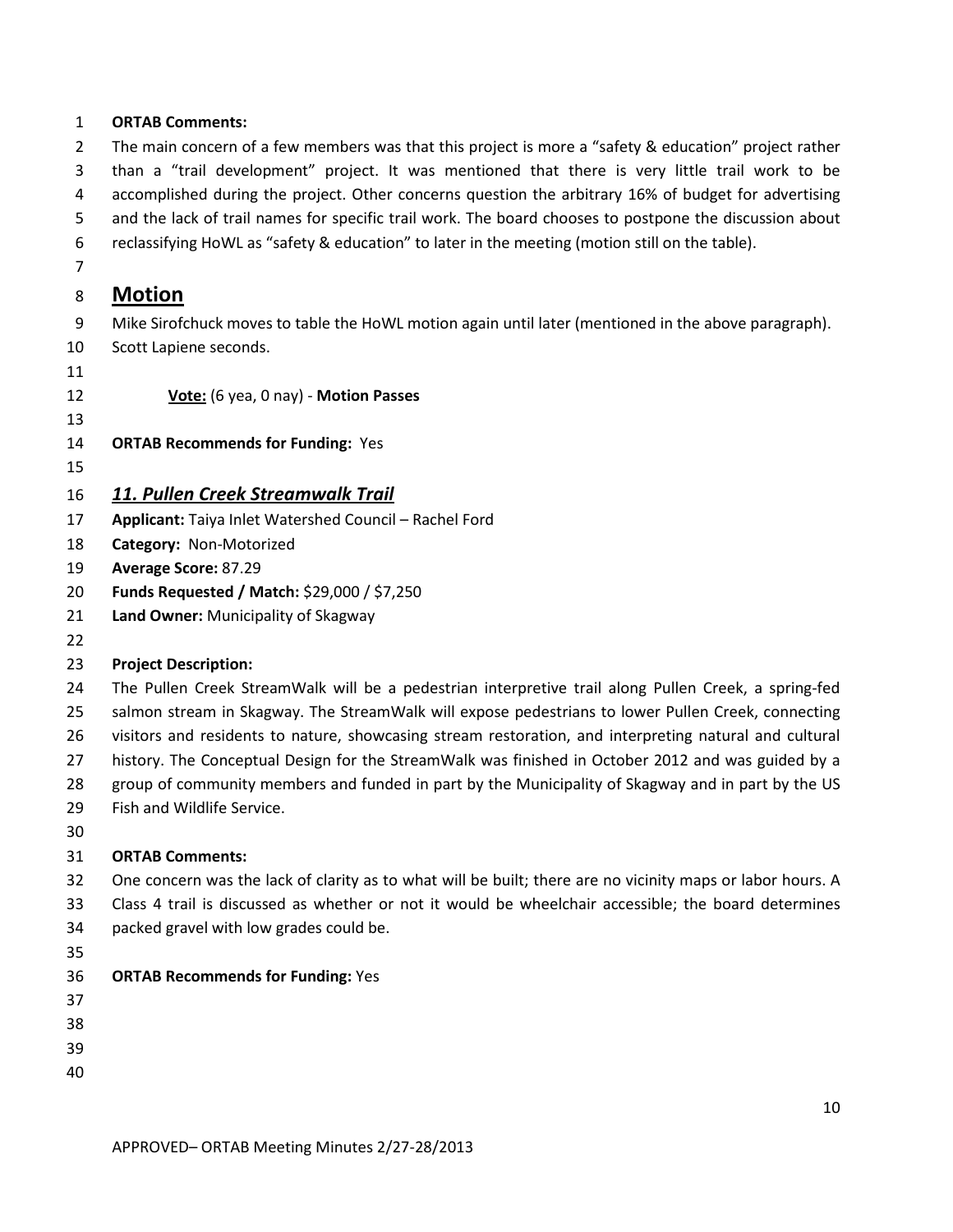**ORTAB Comments:**

The main concern of a few members was that this project is more a "safety & education" project rather than a "trail development" project. It was mentioned that there is very little trail work to be accomplished during the project. Other concerns question the arbitrary 16% of budget for advertising and the lack of trail names for specific trail work. The board chooses to postpone the discussion about reclassifying HoWL as "safety & education" to later in the meeting (motion still on the table).

## Motion

Mike Sirofchuck moves to table the HoWL motion again until later (mentioned in the above paragraph). Scott Lapiene seconds.

**Vote:** (6 yea, 0 nay) - **Motion Passes**

**ORTAB Recommends for Funding:** Yes

### *11. Pullen Creek Streamwalk Trail*

**Applicant:** Taiya Inlet Watershed Council – Rachel Ford
**Category:** Non-Motorized
**Average Score:** 87.29
**Funds Requested / Match:** \$29,000 / \$7,250
**Land Owner:** Municipality of Skagway

**Project Description:**

The Pullen Creek StreamWalk will be a pedestrian interpretive trail along Pullen Creek, a spring-fed salmon stream in Skagway. The StreamWalk will expose pedestrians to lower Pullen Creek, connecting visitors and residents to nature, showcasing stream restoration, and interpreting natural and cultural history. The Conceptual Design for the StreamWalk was finished in October 2012 and was guided by a group of community members and funded in part by the Municipality of Skagway and in part by the US Fish and Wildlife Service.

**ORTAB Comments:**

One concern was the lack of clarity as to what will be built; there are no vicinity maps or labor hours. A Class 4 trail is discussed as whether or not it would be wheelchair accessible; the board determines packed gravel with low grades could be.

**ORTAB Recommends for Funding:** Yes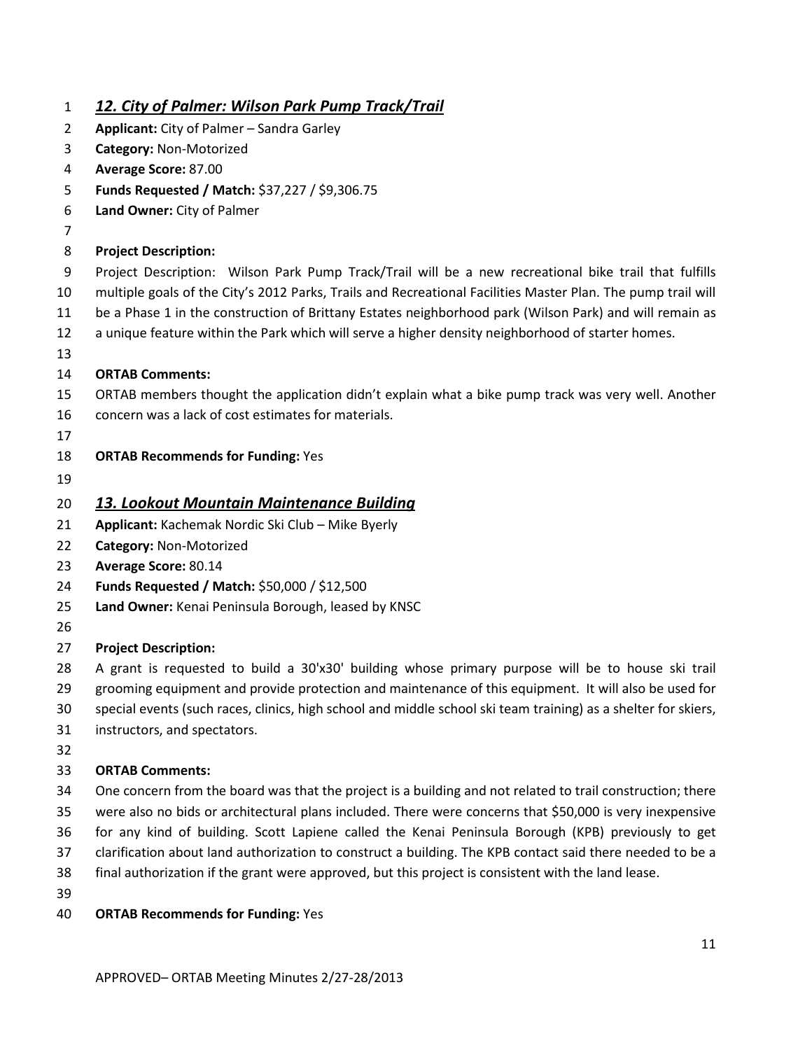### ***12. City of Palmer: Wilson Park Pump Track/Trail***

**Applicant:** City of Palmer – Sandra Garley
**Category:** Non-Motorized
**Average Score:** 87.00
**Funds Requested / Match:** $37,227 / $9,306.75
**Land Owner:** City of Palmer

**Project Description:**
Project Description: Wilson Park Pump Track/Trail will be a new recreational bike trail that fulfills multiple goals of the City's 2012 Parks, Trails and Recreational Facilities Master Plan. The pump trail will be a Phase 1 in the construction of Brittany Estates neighborhood park (Wilson Park) and will remain as a unique feature within the Park which will serve a higher density neighborhood of starter homes.

**ORTAB Comments:**
ORTAB members thought the application didn't explain what a bike pump track was very well. Another concern was a lack of cost estimates for materials.

**ORTAB Recommends for Funding:** Yes

### ***13. Lookout Mountain Maintenance Building***

**Applicant:** Kachemak Nordic Ski Club – Mike Byerly
**Category:** Non-Motorized
**Average Score:** 80.14
**Funds Requested / Match:** $50,000 / $12,500
**Land Owner:** Kenai Peninsula Borough, leased by KNSC

**Project Description:**
A grant is requested to build a 30'x30' building whose primary purpose will be to house ski trail grooming equipment and provide protection and maintenance of this equipment. It will also be used for special events (such races, clinics, high school and middle school ski team training) as a shelter for skiers, instructors, and spectators.

**ORTAB Comments:**
One concern from the board was that the project is a building and not related to trail construction; there were also no bids or architectural plans included. There were concerns that $50,000 is very inexpensive for any kind of building. Scott Lapiene called the Kenai Peninsula Borough (KPB) previously to get clarification about land authorization to construct a building. The KPB contact said there needed to be a final authorization if the grant were approved, but this project is consistent with the land lease.

**ORTAB Recommends for Funding:** Yes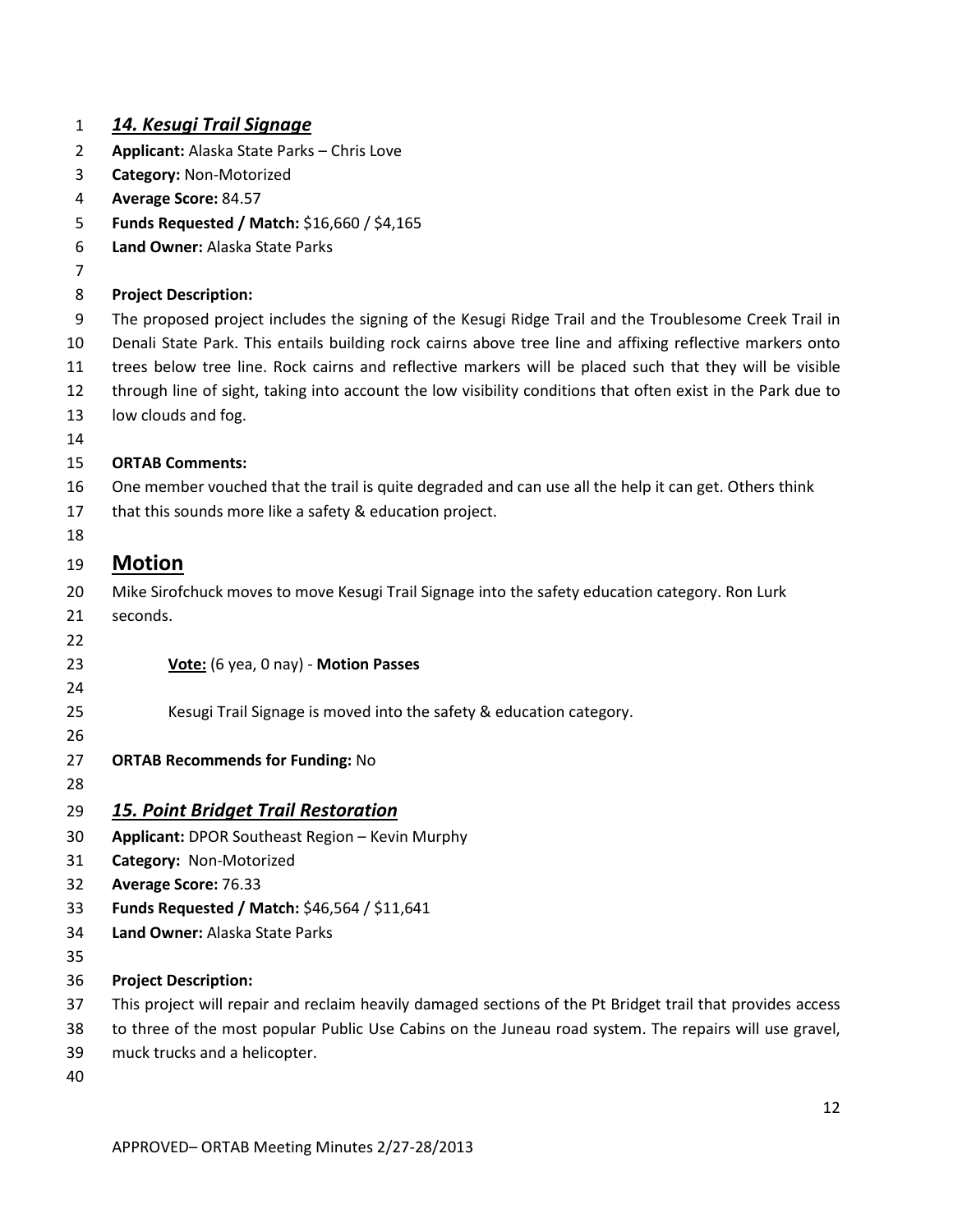### ***14. Kesugi Trail Signage***

**Applicant:** Alaska State Parks – Chris Love
**Category:** Non-Motorized
**Average Score:** 84.57
**Funds Requested / Match:** $16,660 / $4,165
**Land Owner:** Alaska State Parks

**Project Description:**
The proposed project includes the signing of the Kesugi Ridge Trail and the Troublesome Creek Trail in Denali State Park. This entails building rock cairns above tree line and affixing reflective markers onto trees below tree line. Rock cairns and reflective markers will be placed such that they will be visible through line of sight, taking into account the low visibility conditions that often exist in the Park due to low clouds and fog.

**ORTAB Comments:**
One member vouched that the trail is quite degraded and can use all the help it can get. Others think that this sounds more like a safety & education project.

## Motion

Mike Sirofchuck moves to move Kesugi Trail Signage into the safety education category. Ron Lurk seconds.

**Vote:** (6 yea, 0 nay) - **Motion Passes**

Kesugi Trail Signage is moved into the safety & education category.

**ORTAB Recommends for Funding:** No

### ***15. Point Bridget Trail Restoration***

**Applicant:** DPOR Southeast Region – Kevin Murphy
**Category:** Non-Motorized
**Average Score:** 76.33
**Funds Requested / Match:** $46,564 / $11,641
**Land Owner:** Alaska State Parks

**Project Description:**
This project will repair and reclaim heavily damaged sections of the Pt Bridget trail that provides access to three of the most popular Public Use Cabins on the Juneau road system. The repairs will use gravel, muck trucks and a helicopter.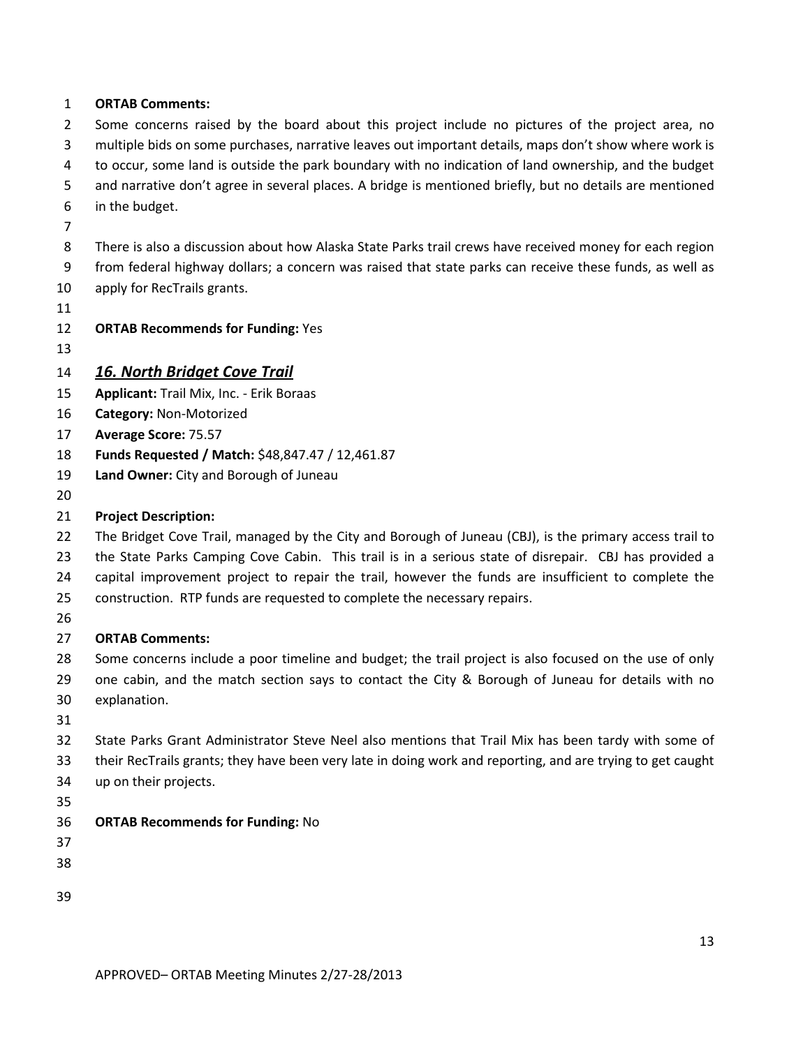**ORTAB Comments:**

Some concerns raised by the board about this project include no pictures of the project area, no multiple bids on some purchases, narrative leaves out important details, maps don't show where work is to occur, some land is outside the park boundary with no indication of land ownership, and the budget and narrative don't agree in several places. A bridge is mentioned briefly, but no details are mentioned in the budget.

There is also a discussion about how Alaska State Parks trail crews have received money for each region from federal highway dollars; a concern was raised that state parks can receive these funds, as well as apply for RecTrails grants.

**ORTAB Recommends for Funding:** Yes

## ***16. North Bridget Cove Trail***

**Applicant:** Trail Mix, Inc. - Erik Boraas
**Category:** Non-Motorized
**Average Score:** 75.57
**Funds Requested / Match:** $48,847.47 / 12,461.87
**Land Owner:** City and Borough of Juneau

**Project Description:**

The Bridget Cove Trail, managed by the City and Borough of Juneau (CBJ), is the primary access trail to the State Parks Camping Cove Cabin. This trail is in a serious state of disrepair. CBJ has provided a capital improvement project to repair the trail, however the funds are insufficient to complete the construction. RTP funds are requested to complete the necessary repairs.

**ORTAB Comments:**

Some concerns include a poor timeline and budget; the trail project is also focused on the use of only one cabin, and the match section says to contact the City & Borough of Juneau for details with no explanation.

State Parks Grant Administrator Steve Neel also mentions that Trail Mix has been tardy with some of their RecTrails grants; they have been very late in doing work and reporting, and are trying to get caught up on their projects.

**ORTAB Recommends for Funding:** No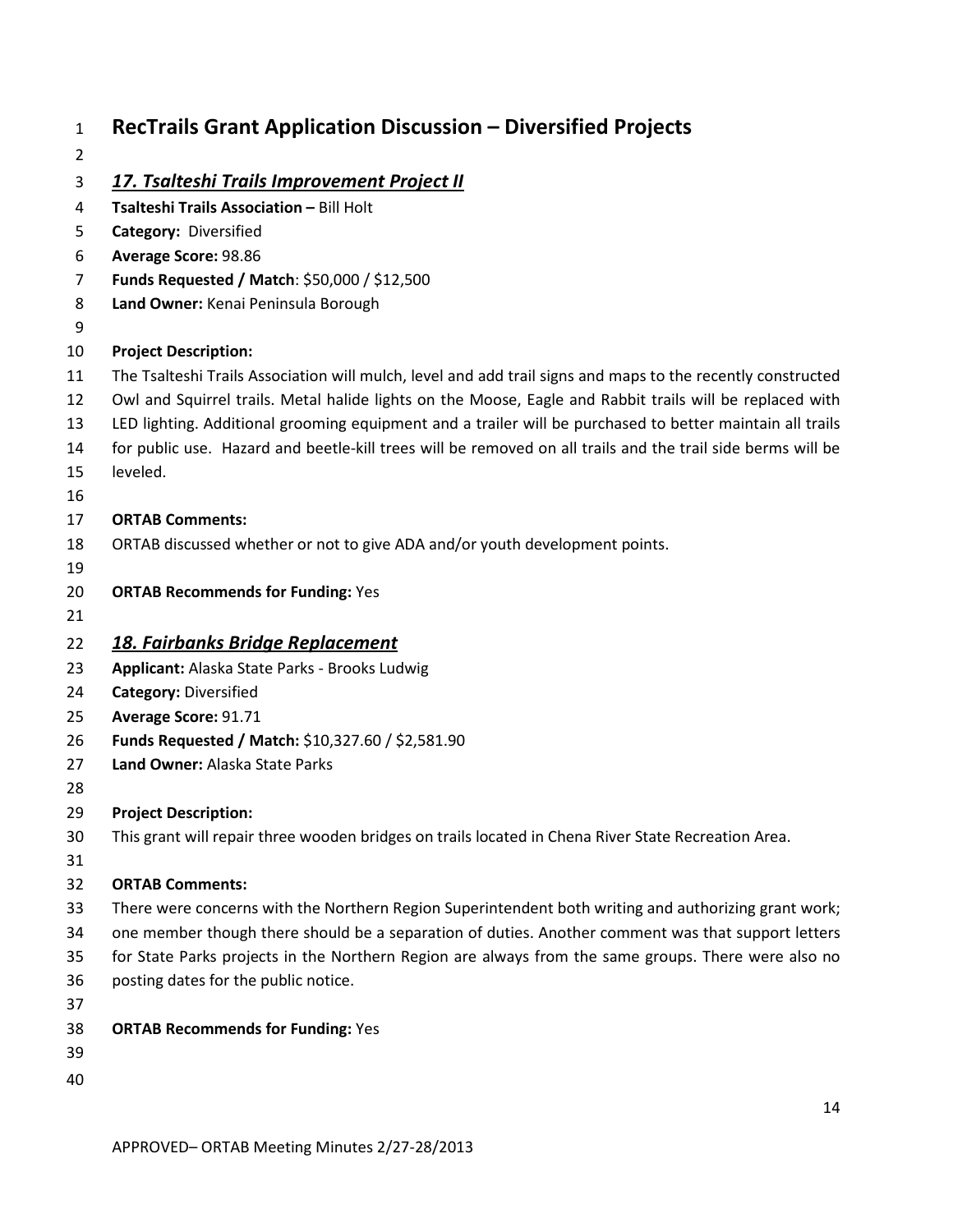# RecTrails Grant Application Discussion – Diversified Projects

## *17. Tsalteshi Trails Improvement Project II*

**Tsalteshi Trails Association –** Bill Holt
**Category:** Diversified
**Average Score:** 98.86
**Funds Requested / Match**: $50,000 / $12,500
**Land Owner:** Kenai Peninsula Borough

**Project Description:**
The Tsalteshi Trails Association will mulch, level and add trail signs and maps to the recently constructed Owl and Squirrel trails. Metal halide lights on the Moose, Eagle and Rabbit trails will be replaced with LED lighting. Additional grooming equipment and a trailer will be purchased to better maintain all trails for public use. Hazard and beetle-kill trees will be removed on all trails and the trail side berms will be leveled.

**ORTAB Comments:**
ORTAB discussed whether or not to give ADA and/or youth development points.

**ORTAB Recommends for Funding:** Yes

## *18. Fairbanks Bridge Replacement*

**Applicant:** Alaska State Parks - Brooks Ludwig
**Category:** Diversified
**Average Score:** 91.71
**Funds Requested / Match:** $10,327.60 / $2,581.90
**Land Owner:** Alaska State Parks

**Project Description:**
This grant will repair three wooden bridges on trails located in Chena River State Recreation Area.

**ORTAB Comments:**
There were concerns with the Northern Region Superintendent both writing and authorizing grant work; one member though there should be a separation of duties. Another comment was that support letters for State Parks projects in the Northern Region are always from the same groups. There were also no posting dates for the public notice.

**ORTAB Recommends for Funding:** Yes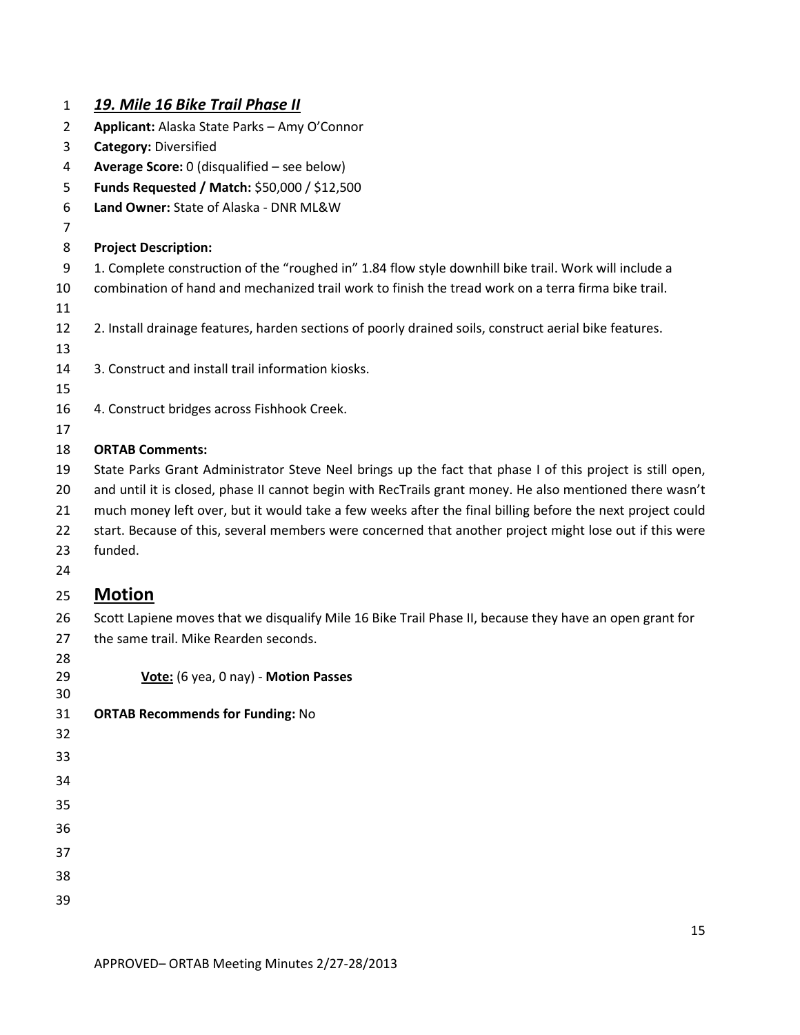## ***19. Mile 16 Bike Trail Phase II***

**Applicant:** Alaska State Parks – Amy O'Connor
**Category:** Diversified
**Average Score:** 0 (disqualified – see below)
**Funds Requested / Match:** $50,000 / $12,500
**Land Owner:** State of Alaska - DNR ML&W

**Project Description:**

1. Complete construction of the "roughed in" 1.84 flow style downhill bike trail. Work will include a combination of hand and mechanized trail work to finish the tread work on a terra firma bike trail.

2. Install drainage features, harden sections of poorly drained soils, construct aerial bike features.

3. Construct and install trail information kiosks.

4. Construct bridges across Fishhook Creek.

**ORTAB Comments:**

State Parks Grant Administrator Steve Neel brings up the fact that phase I of this project is still open, and until it is closed, phase II cannot begin with RecTrails grant money. He also mentioned there wasn't much money left over, but it would take a few weeks after the final billing before the next project could start. Because of this, several members were concerned that another project might lose out if this were funded.

## Motion

Scott Lapiene moves that we disqualify Mile 16 Bike Trail Phase II, because they have an open grant for the same trail. Mike Rearden seconds.

**Vote:** (6 yea, 0 nay) - **Motion Passes**

**ORTAB Recommends for Funding:** No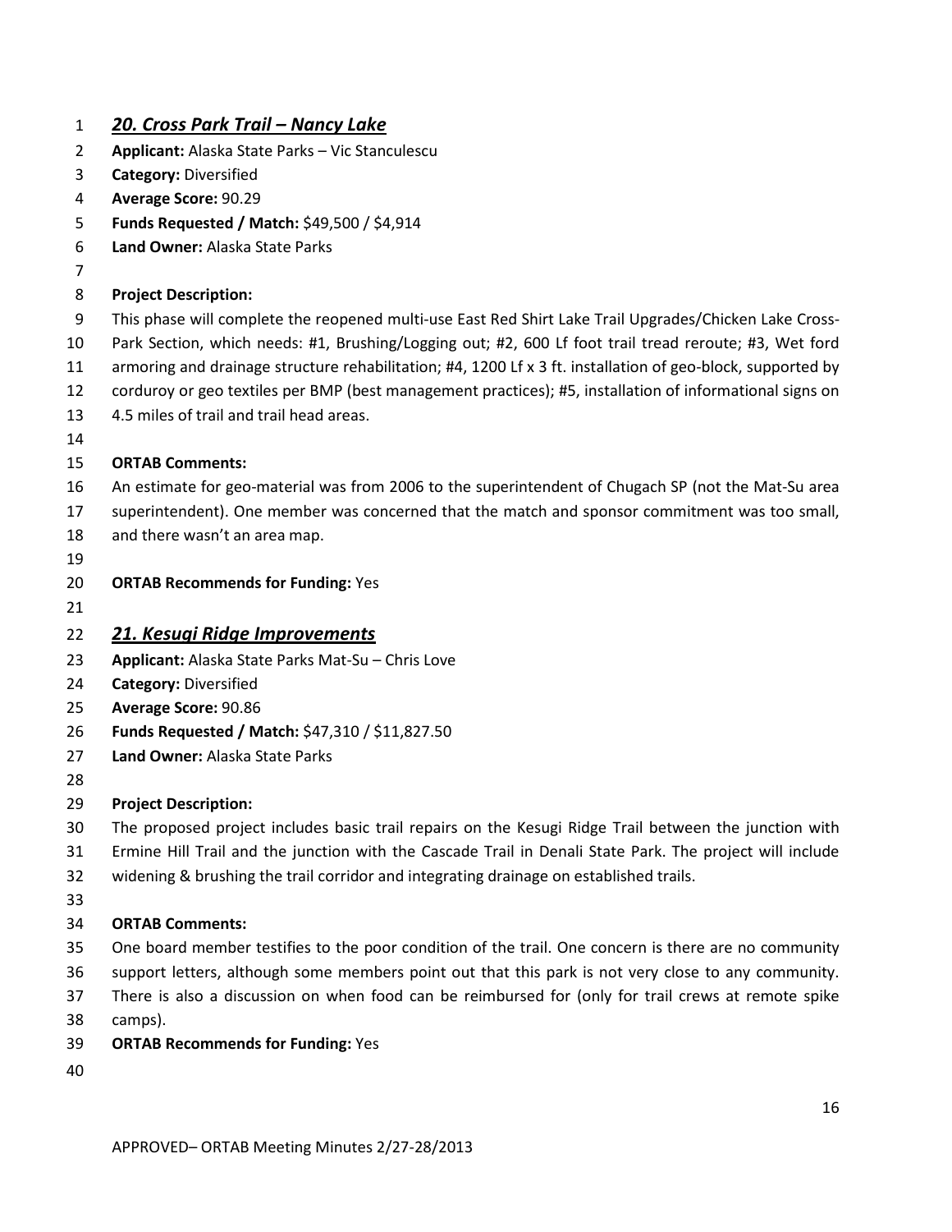## *20. Cross Park Trail – Nancy Lake*

**Applicant:** Alaska State Parks – Vic Stanculescu
**Category:** Diversified
**Average Score:** 90.29
**Funds Requested / Match:** $49,500 / $4,914
**Land Owner:** Alaska State Parks

**Project Description:**
This phase will complete the reopened multi-use East Red Shirt Lake Trail Upgrades/Chicken Lake Cross-Park Section, which needs: #1, Brushing/Logging out; #2, 600 Lf foot trail tread reroute; #3, Wet ford armoring and drainage structure rehabilitation; #4, 1200 Lf x 3 ft. installation of geo-block, supported by corduroy or geo textiles per BMP (best management practices); #5, installation of informational signs on 4.5 miles of trail and trail head areas.

**ORTAB Comments:**
An estimate for geo-material was from 2006 to the superintendent of Chugach SP (not the Mat-Su area superintendent). One member was concerned that the match and sponsor commitment was too small, and there wasn't an area map.

**ORTAB Recommends for Funding:** Yes

## *21. Kesugi Ridge Improvements*

**Applicant:** Alaska State Parks Mat-Su – Chris Love
**Category:** Diversified
**Average Score:** 90.86
**Funds Requested / Match:** $47,310 / $11,827.50
**Land Owner:** Alaska State Parks

**Project Description:**
The proposed project includes basic trail repairs on the Kesugi Ridge Trail between the junction with Ermine Hill Trail and the junction with the Cascade Trail in Denali State Park. The project will include widening & brushing the trail corridor and integrating drainage on established trails.

**ORTAB Comments:**
One board member testifies to the poor condition of the trail. One concern is there are no community support letters, although some members point out that this park is not very close to any community. There is also a discussion on when food can be reimbursed for (only for trail crews at remote spike camps).

**ORTAB Recommends for Funding:** Yes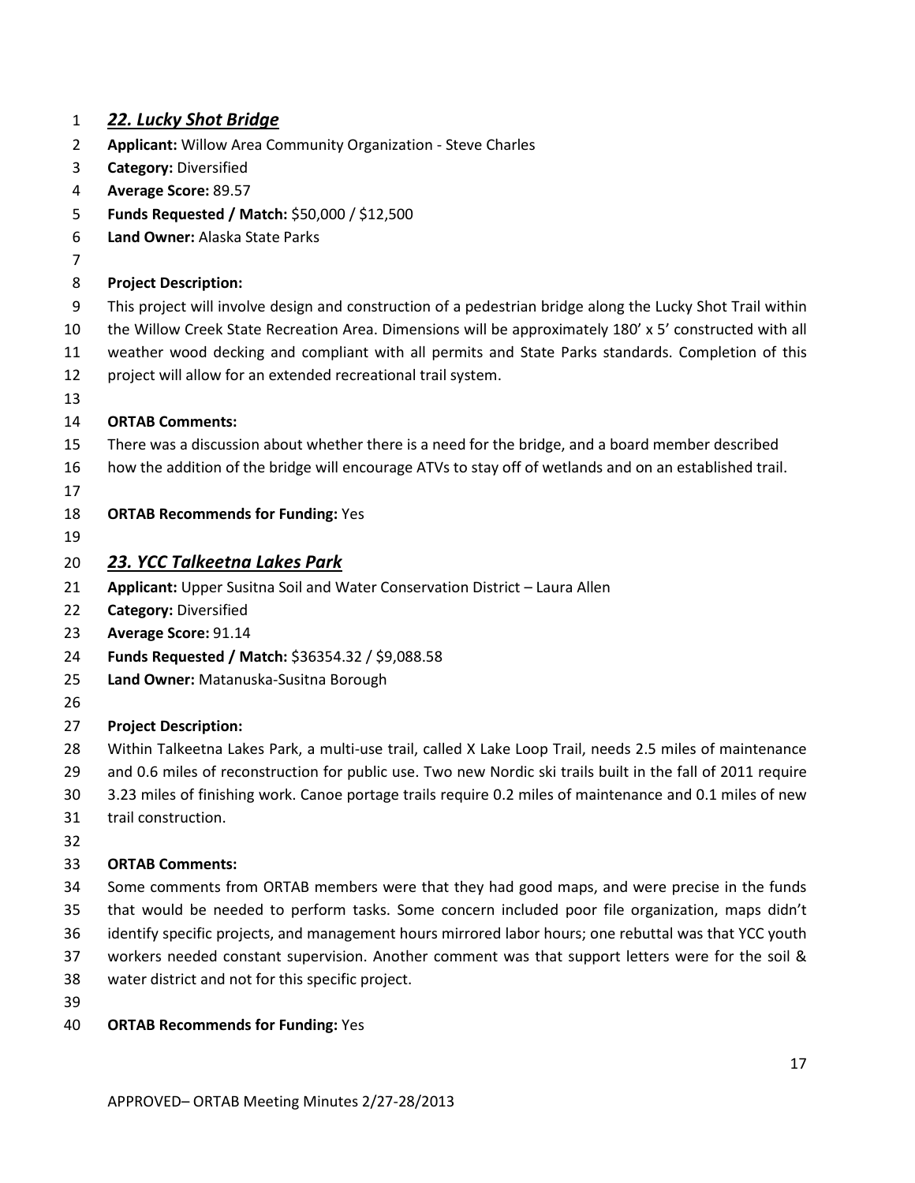## *22. Lucky Shot Bridge*

**Applicant:** Willow Area Community Organization - Steve Charles
**Category:** Diversified
**Average Score:** 89.57
**Funds Requested / Match:** $50,000 / $12,500
**Land Owner:** Alaska State Parks

**Project Description:**
This project will involve design and construction of a pedestrian bridge along the Lucky Shot Trail within the Willow Creek State Recreation Area. Dimensions will be approximately 180' x 5' constructed with all weather wood decking and compliant with all permits and State Parks standards. Completion of this project will allow for an extended recreational trail system.

**ORTAB Comments:**
There was a discussion about whether there is a need for the bridge, and a board member described how the addition of the bridge will encourage ATVs to stay off of wetlands and on an established trail.

**ORTAB Recommends for Funding:** Yes

## *23. YCC Talkeetna Lakes Park*

**Applicant:** Upper Susitna Soil and Water Conservation District – Laura Allen
**Category:** Diversified
**Average Score:** 91.14
**Funds Requested / Match:** $36354.32 / $9,088.58
**Land Owner:** Matanuska-Susitna Borough

**Project Description:**
Within Talkeetna Lakes Park, a multi-use trail, called X Lake Loop Trail, needs 2.5 miles of maintenance and 0.6 miles of reconstruction for public use. Two new Nordic ski trails built in the fall of 2011 require 3.23 miles of finishing work. Canoe portage trails require 0.2 miles of maintenance and 0.1 miles of new trail construction.

**ORTAB Comments:**
Some comments from ORTAB members were that they had good maps, and were precise in the funds that would be needed to perform tasks. Some concern included poor file organization, maps didn't identify specific projects, and management hours mirrored labor hours; one rebuttal was that YCC youth workers needed constant supervision. Another comment was that support letters were for the soil & water district and not for this specific project.

**ORTAB Recommends for Funding:** Yes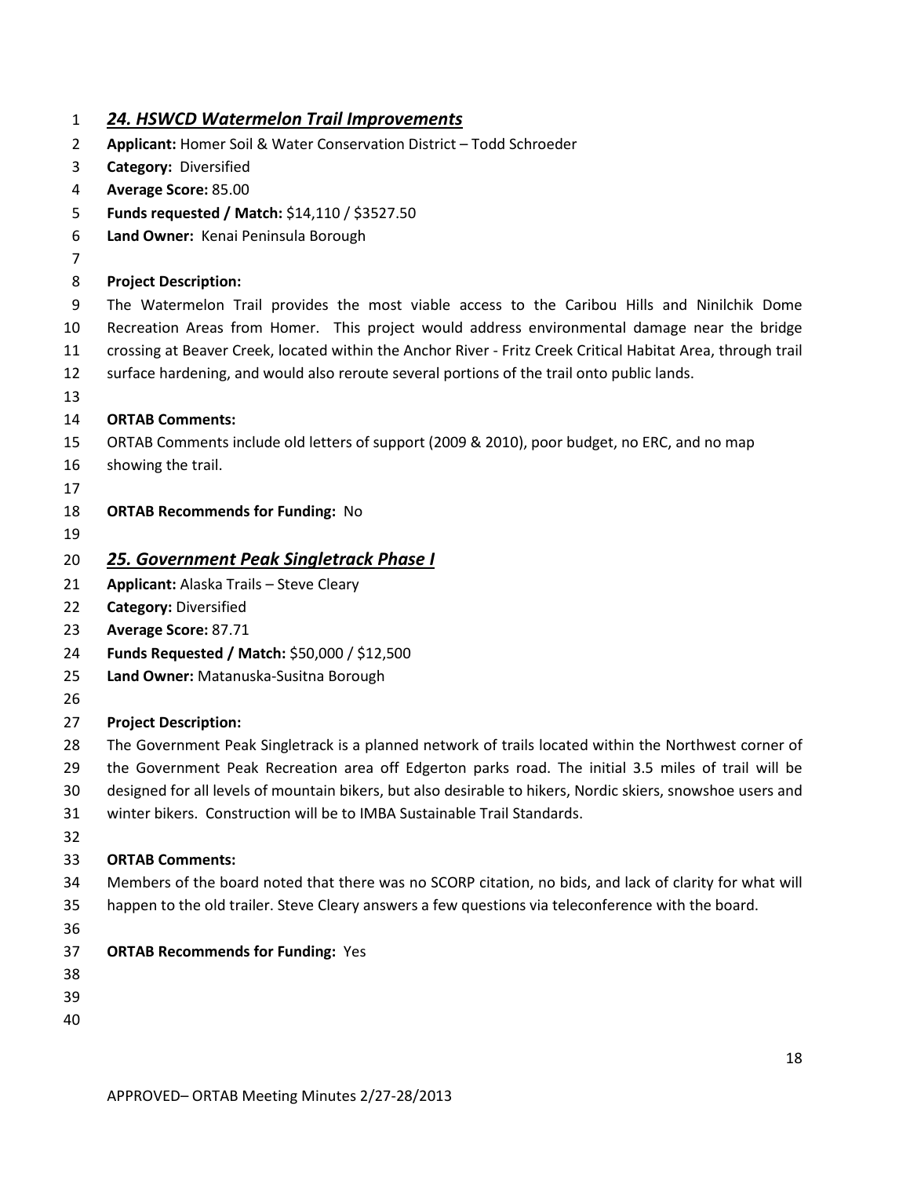## *24. HSWCD Watermelon Trail Improvements*

**Applicant:** Homer Soil & Water Conservation District – Todd Schroeder
**Category:** Diversified
**Average Score:** 85.00
**Funds requested / Match:** $14,110 / $3527.50
**Land Owner:** Kenai Peninsula Borough

**Project Description:**
The Watermelon Trail provides the most viable access to the Caribou Hills and Ninilchik Dome Recreation Areas from Homer. This project would address environmental damage near the bridge crossing at Beaver Creek, located within the Anchor River - Fritz Creek Critical Habitat Area, through trail surface hardening, and would also reroute several portions of the trail onto public lands.

**ORTAB Comments:**
ORTAB Comments include old letters of support (2009 & 2010), poor budget, no ERC, and no map showing the trail.

**ORTAB Recommends for Funding:** No

## *25. Government Peak Singletrack Phase I*

**Applicant:** Alaska Trails – Steve Cleary
**Category:** Diversified
**Average Score:** 87.71
**Funds Requested / Match:** $50,000 / $12,500
**Land Owner:** Matanuska-Susitna Borough

**Project Description:**
The Government Peak Singletrack is a planned network of trails located within the Northwest corner of the Government Peak Recreation area off Edgerton parks road. The initial 3.5 miles of trail will be designed for all levels of mountain bikers, but also desirable to hikers, Nordic skiers, snowshoe users and winter bikers. Construction will be to IMBA Sustainable Trail Standards.

**ORTAB Comments:**
Members of the board noted that there was no SCORP citation, no bids, and lack of clarity for what will happen to the old trailer. Steve Cleary answers a few questions via teleconference with the board.

**ORTAB Recommends for Funding:** Yes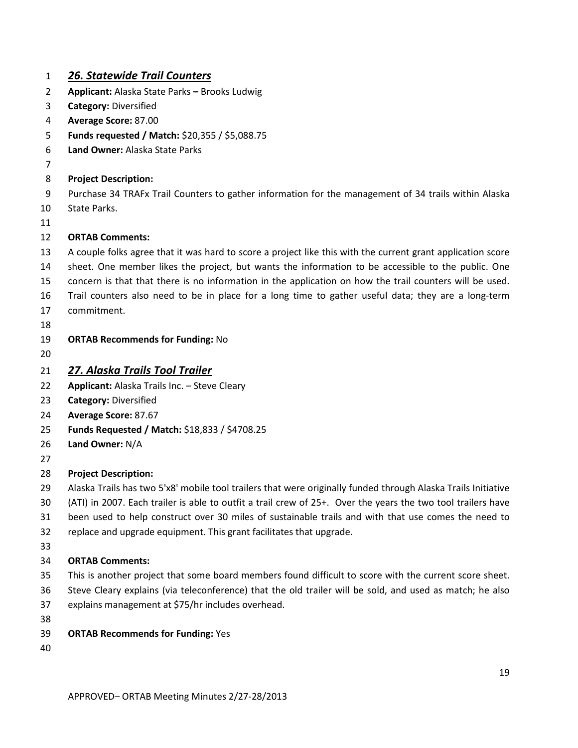## ***26. Statewide Trail Counters***

**Applicant:** Alaska State Parks **–** Brooks Ludwig
**Category:** Diversified
**Average Score:** 87.00
**Funds requested / Match:** $20,355 / $5,088.75
**Land Owner:** Alaska State Parks

**Project Description:**

Purchase 34 TRAFx Trail Counters to gather information for the management of 34 trails within Alaska State Parks.

**ORTAB Comments:**

A couple folks agree that it was hard to score a project like this with the current grant application score sheet. One member likes the project, but wants the information to be accessible to the public. One concern is that that there is no information in the application on how the trail counters will be used. Trail counters also need to be in place for a long time to gather useful data; they are a long-term commitment.

**ORTAB Recommends for Funding:** No

## ***27. Alaska Trails Tool Trailer***

**Applicant:** Alaska Trails Inc. – Steve Cleary
**Category:** Diversified
**Average Score:** 87.67
**Funds Requested / Match:** $18,833 / $4708.25
**Land Owner:** N/A

**Project Description:**

Alaska Trails has two 5'x8' mobile tool trailers that were originally funded through Alaska Trails Initiative (ATI) in 2007. Each trailer is able to outfit a trail crew of 25+. Over the years the two tool trailers have been used to help construct over 30 miles of sustainable trails and with that use comes the need to replace and upgrade equipment. This grant facilitates that upgrade.

**ORTAB Comments:**

This is another project that some board members found difficult to score with the current score sheet. Steve Cleary explains (via teleconference) that the old trailer will be sold, and used as match; he also explains management at $75/hr includes overhead.

**ORTAB Recommends for Funding:** Yes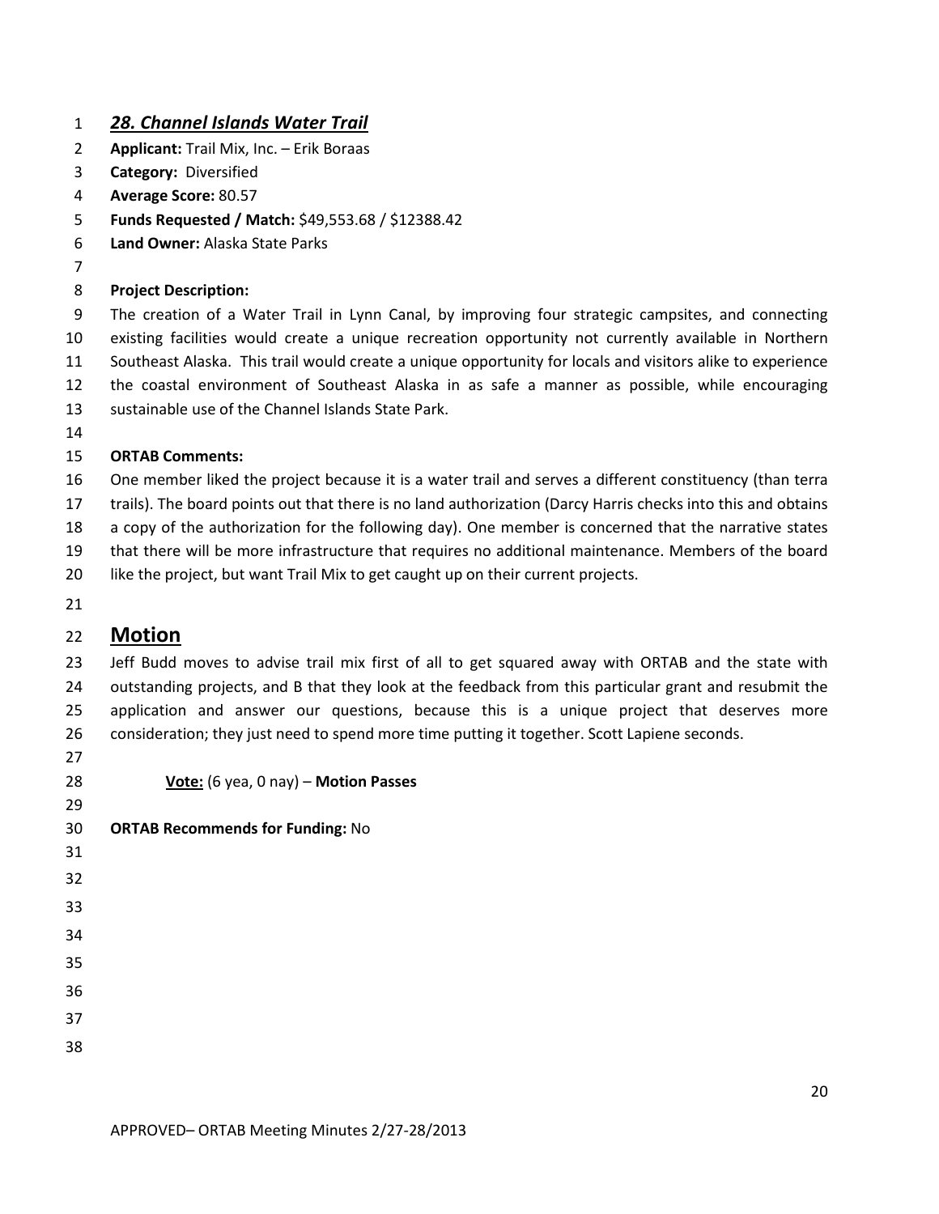## ***28. Channel Islands Water Trail***

**Applicant:** Trail Mix, Inc. – Erik Boraas
**Category:** Diversified
**Average Score:** 80.57
**Funds Requested / Match:** $49,553.68 / $12388.42
**Land Owner:** Alaska State Parks

**Project Description:**
The creation of a Water Trail in Lynn Canal, by improving four strategic campsites, and connecting existing facilities would create a unique recreation opportunity not currently available in Northern Southeast Alaska. This trail would create a unique opportunity for locals and visitors alike to experience the coastal environment of Southeast Alaska in as safe a manner as possible, while encouraging sustainable use of the Channel Islands State Park.

**ORTAB Comments:**
One member liked the project because it is a water trail and serves a different constituency (than terra trails). The board points out that there is no land authorization (Darcy Harris checks into this and obtains a copy of the authorization for the following day). One member is concerned that the narrative states that there will be more infrastructure that requires no additional maintenance. Members of the board like the project, but want Trail Mix to get caught up on their current projects.

## Motion

Jeff Budd moves to advise trail mix first of all to get squared away with ORTAB and the state with outstanding projects, and B that they look at the feedback from this particular grant and resubmit the application and answer our questions, because this is a unique project that deserves more consideration; they just need to spend more time putting it together. Scott Lapiene seconds.

**Vote:** (6 yea, 0 nay) – **Motion Passes**

**ORTAB Recommends for Funding:** No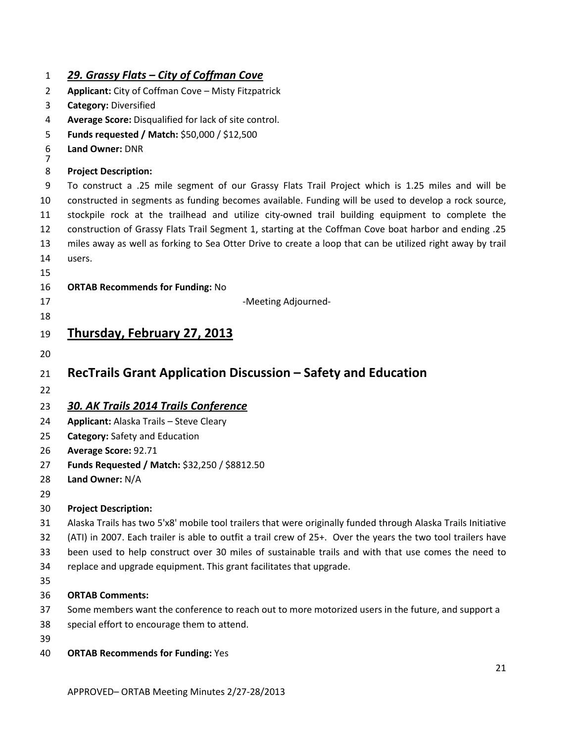### *29. Grassy Flats – City of Coffman Cove*

**Applicant:** City of Coffman Cove – Misty Fitzpatrick
**Category:** Diversified
**Average Score:** Disqualified for lack of site control.
**Funds requested / Match:** $50,000 / $12,500
**Land Owner:** DNR

**Project Description:**
To construct a .25 mile segment of our Grassy Flats Trail Project which is 1.25 miles and will be constructed in segments as funding becomes available. Funding will be used to develop a rock source, stockpile rock at the trailhead and utilize city-owned trail building equipment to complete the construction of Grassy Flats Trail Segment 1, starting at the Coffman Cove boat harbor and ending .25 miles away as well as forking to Sea Otter Drive to create a loop that can be utilized right away by trail users.

**ORTAB Recommends for Funding:** No

-Meeting Adjourned-

# Thursday, February 27, 2013

## RecTrails Grant Application Discussion – Safety and Education

### *30. AK Trails 2014 Trails Conference*

**Applicant:** Alaska Trails – Steve Cleary
**Category:** Safety and Education
**Average Score:** 92.71
**Funds Requested / Match:** $32,250 / $8812.50
**Land Owner:** N/A

**Project Description:**
Alaska Trails has two 5'x8' mobile tool trailers that were originally funded through Alaska Trails Initiative (ATI) in 2007. Each trailer is able to outfit a trail crew of 25+. Over the years the two tool trailers have been used to help construct over 30 miles of sustainable trails and with that use comes the need to replace and upgrade equipment. This grant facilitates that upgrade.

**ORTAB Comments:**
Some members want the conference to reach out to more motorized users in the future, and support a special effort to encourage them to attend.

**ORTAB Recommends for Funding:** Yes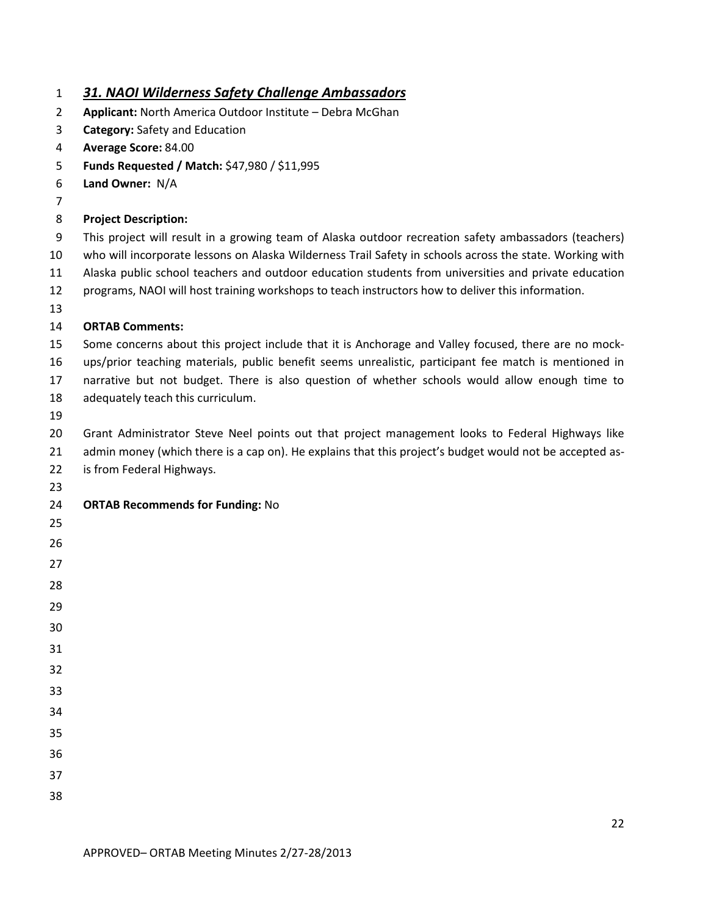## *31. NAOI Wilderness Safety Challenge Ambassadors*

**Applicant:** North America Outdoor Institute – Debra McGhan
**Category:** Safety and Education
**Average Score:** 84.00
**Funds Requested / Match:** $47,980 / $11,995
**Land Owner:** N/A

**Project Description:**

This project will result in a growing team of Alaska outdoor recreation safety ambassadors (teachers) who will incorporate lessons on Alaska Wilderness Trail Safety in schools across the state. Working with Alaska public school teachers and outdoor education students from universities and private education programs, NAOI will host training workshops to teach instructors how to deliver this information.

**ORTAB Comments:**

Some concerns about this project include that it is Anchorage and Valley focused, there are no mock-ups/prior teaching materials, public benefit seems unrealistic, participant fee match is mentioned in narrative but not budget. There is also question of whether schools would allow enough time to adequately teach this curriculum.

Grant Administrator Steve Neel points out that project management looks to Federal Highways like admin money (which there is a cap on). He explains that this project's budget would not be accepted as-is from Federal Highways.

**ORTAB Recommends for Funding:** No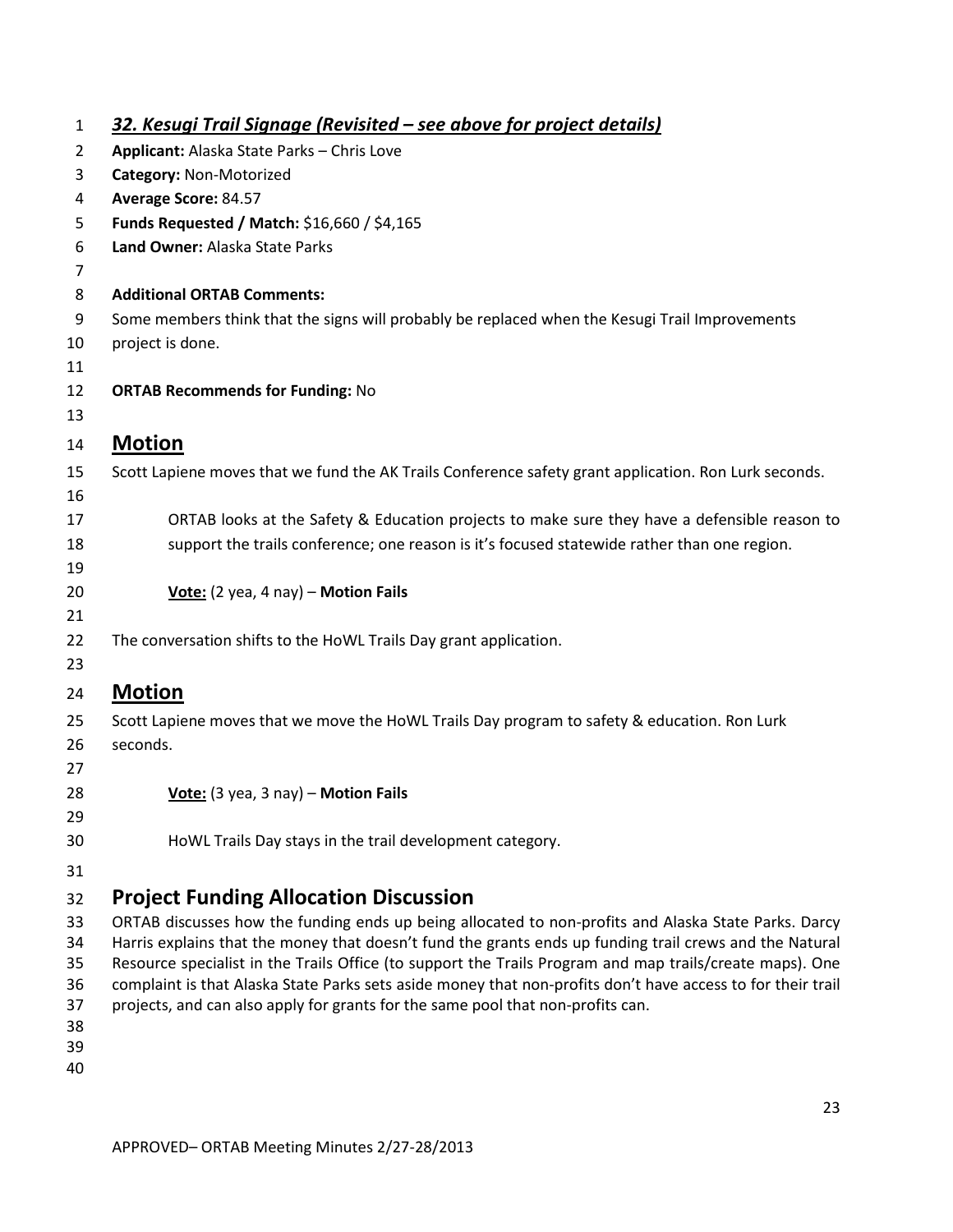### ***32. Kesugi Trail Signage (Revisited – see above for project details)***

**Applicant:** Alaska State Parks – Chris Love
**Category:** Non-Motorized
**Average Score:** 84.57
**Funds Requested / Match:** $16,660 / $4,165
**Land Owner:** Alaska State Parks

**Additional ORTAB Comments:**
Some members think that the signs will probably be replaced when the Kesugi Trail Improvements project is done.

**ORTAB Recommends for Funding:** No

## Motion

Scott Lapiene moves that we fund the AK Trails Conference safety grant application. Ron Lurk seconds.

ORTAB looks at the Safety & Education projects to make sure they have a defensible reason to support the trails conference; one reason is it's focused statewide rather than one region.

**Vote:** (2 yea, 4 nay) – **Motion Fails**

The conversation shifts to the HoWL Trails Day grant application.

## Motion

Scott Lapiene moves that we move the HoWL Trails Day program to safety & education. Ron Lurk seconds.

**Vote:** (3 yea, 3 nay) – **Motion Fails**

HoWL Trails Day stays in the trail development category.

## Project Funding Allocation Discussion

ORTAB discusses how the funding ends up being allocated to non-profits and Alaska State Parks. Darcy Harris explains that the money that doesn't fund the grants ends up funding trail crews and the Natural Resource specialist in the Trails Office (to support the Trails Program and map trails/create maps). One complaint is that Alaska State Parks sets aside money that non-profits don't have access to for their trail projects, and can also apply for grants for the same pool that non-profits can.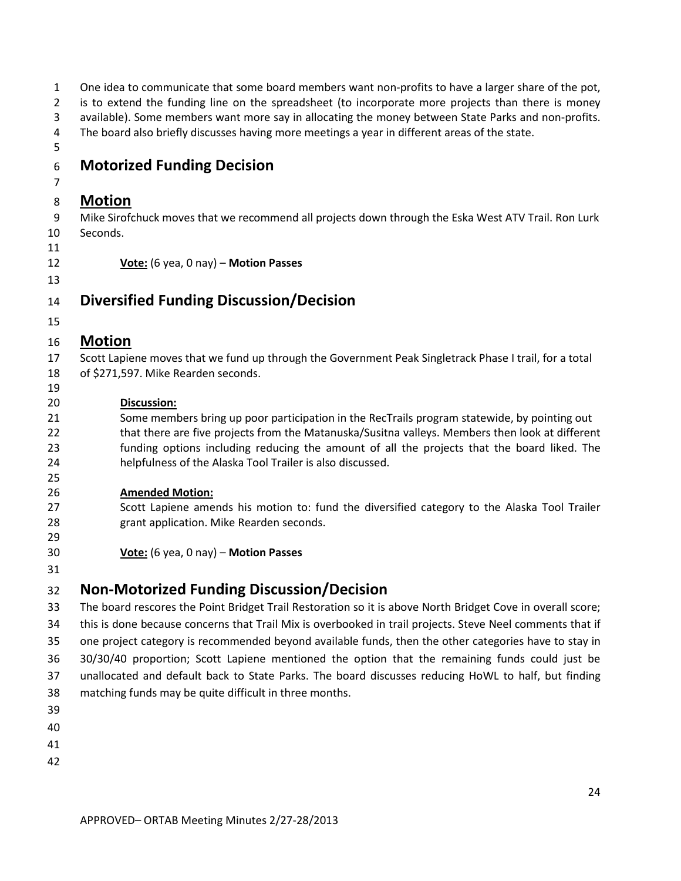One idea to communicate that some board members want non-profits to have a larger share of the pot, is to extend the funding line on the spreadsheet (to incorporate more projects than there is money available). Some members want more say in allocating the money between State Parks and non-profits. The board also briefly discusses having more meetings a year in different areas of the state.

## Motorized Funding Decision

## Motion

Mike Sirofchuck moves that we recommend all projects down through the Eska West ATV Trail. Ron Lurk Seconds.

**Vote:** (6 yea, 0 nay) – **Motion Passes**

## Diversified Funding Discussion/Decision

## Motion

Scott Lapiene moves that we fund up through the Government Peak Singletrack Phase I trail, for a total of $271,597. Mike Rearden seconds.

**Discussion:**

Some members bring up poor participation in the RecTrails program statewide, by pointing out that there are five projects from the Matanuska/Susitna valleys. Members then look at different funding options including reducing the amount of all the projects that the board liked. The helpfulness of the Alaska Tool Trailer is also discussed.

**Amended Motion:**

Scott Lapiene amends his motion to: fund the diversified category to the Alaska Tool Trailer grant application. Mike Rearden seconds.

**Vote:** (6 yea, 0 nay) – **Motion Passes**

## Non-Motorized Funding Discussion/Decision

The board rescores the Point Bridget Trail Restoration so it is above North Bridget Cove in overall score; this is done because concerns that Trail Mix is overbooked in trail projects. Steve Neel comments that if one project category is recommended beyond available funds, then the other categories have to stay in 30/30/40 proportion; Scott Lapiene mentioned the option that the remaining funds could just be unallocated and default back to State Parks. The board discusses reducing HoWL to half, but finding matching funds may be quite difficult in three months.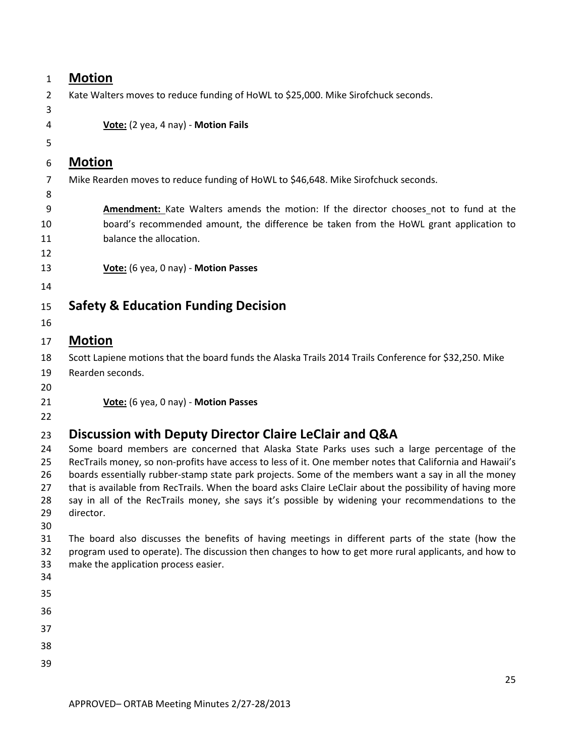## Motion

Kate Walters moves to reduce funding of HoWL to $25,000. Mike Sirofchuck seconds.

**Vote:** (2 yea, 4 nay) - **Motion Fails**

## Motion

Mike Rearden moves to reduce funding of HoWL to $46,648. Mike Sirofchuck seconds.

**Amendment:** Kate Walters amends the motion: If the director chooses not to fund at the board's recommended amount, the difference be taken from the HoWL grant application to balance the allocation.

**Vote:** (6 yea, 0 nay) - **Motion Passes**

## Safety & Education Funding Decision

## Motion

Scott Lapiene motions that the board funds the Alaska Trails 2014 Trails Conference for $32,250. Mike Rearden seconds.

**Vote:** (6 yea, 0 nay) - **Motion Passes**

## Discussion with Deputy Director Claire LeClair and Q&A

Some board members are concerned that Alaska State Parks uses such a large percentage of the RecTrails money, so non-profits have access to less of it. One member notes that California and Hawaii's boards essentially rubber-stamp state park projects. Some of the members want a say in all the money that is available from RecTrails. When the board asks Claire LeClair about the possibility of having more say in all of the RecTrails money, she says it's possible by widening your recommendations to the director.

The board also discusses the benefits of having meetings in different parts of the state (how the program used to operate). The discussion then changes to how to get more rural applicants, and how to make the application process easier.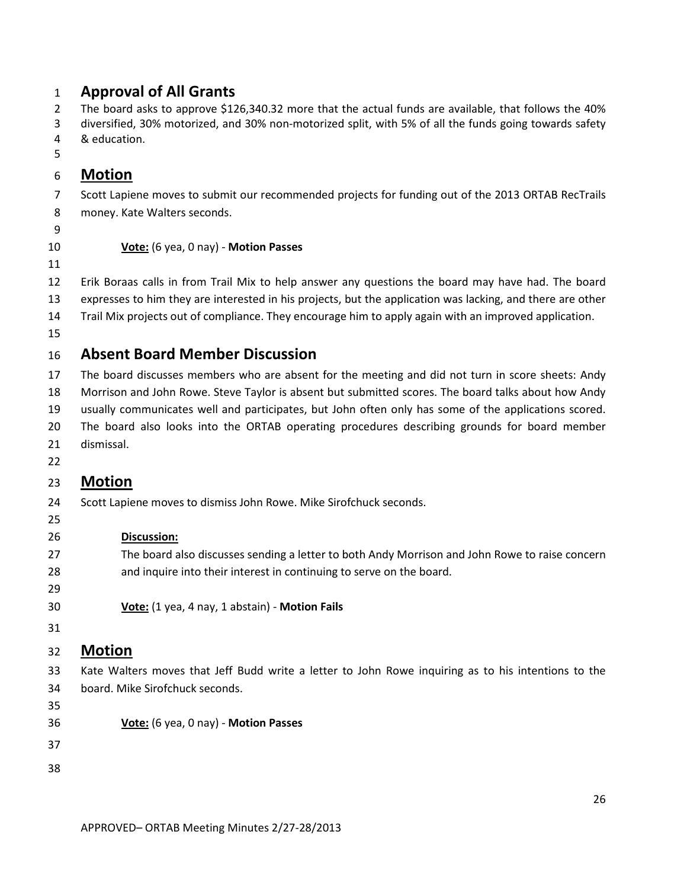## Approval of All Grants

The board asks to approve $126,340.32 more that the actual funds are available, that follows the 40% diversified, 30% motorized, and 30% non-motorized split, with 5% of all the funds going towards safety & education.

## Motion

Scott Lapiene moves to submit our recommended projects for funding out of the 2013 ORTAB RecTrails money. Kate Walters seconds.

**Vote:** (6 yea, 0 nay) - **Motion Passes**

Erik Boraas calls in from Trail Mix to help answer any questions the board may have had. The board expresses to him they are interested in his projects, but the application was lacking, and there are other Trail Mix projects out of compliance. They encourage him to apply again with an improved application.

## Absent Board Member Discussion

The board discusses members who are absent for the meeting and did not turn in score sheets: Andy Morrison and John Rowe. Steve Taylor is absent but submitted scores. The board talks about how Andy usually communicates well and participates, but John often only has some of the applications scored. The board also looks into the ORTAB operating procedures describing grounds for board member dismissal.

## Motion

Scott Lapiene moves to dismiss John Rowe. Mike Sirofchuck seconds.

**Discussion:**

The board also discusses sending a letter to both Andy Morrison and John Rowe to raise concern and inquire into their interest in continuing to serve on the board.

**Vote:** (1 yea, 4 nay, 1 abstain) - **Motion Fails**

## Motion

Kate Walters moves that Jeff Budd write a letter to John Rowe inquiring as to his intentions to the board. Mike Sirofchuck seconds.

**Vote:** (6 yea, 0 nay) - **Motion Passes**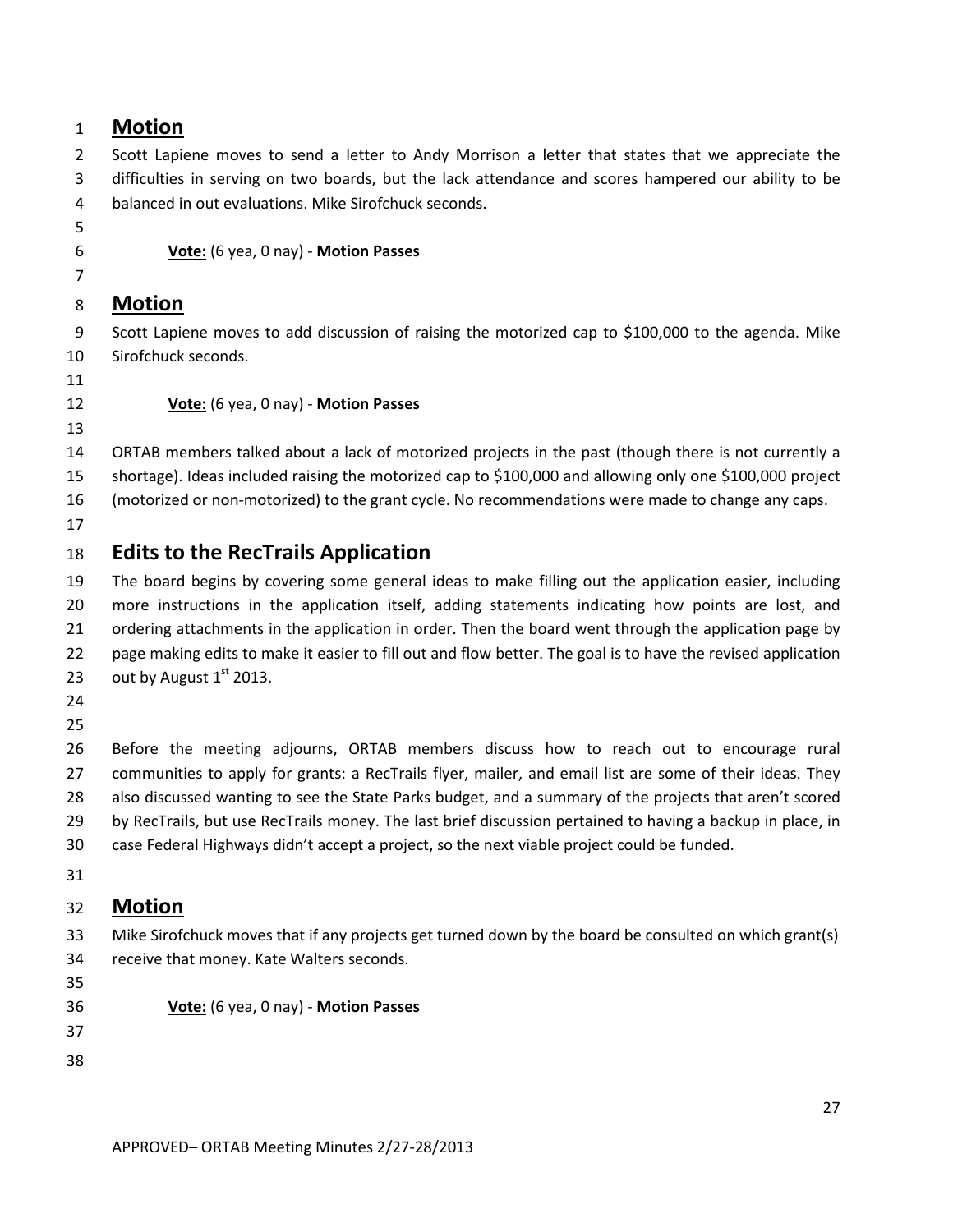## Motion

Scott Lapiene moves to send a letter to Andy Morrison a letter that states that we appreciate the difficulties in serving on two boards, but the lack attendance and scores hampered our ability to be balanced in out evaluations. Mike Sirofchuck seconds.

**Vote:** (6 yea, 0 nay) - **Motion Passes**

## Motion

Scott Lapiene moves to add discussion of raising the motorized cap to $100,000 to the agenda. Mike Sirofchuck seconds.

**Vote:** (6 yea, 0 nay) - **Motion Passes**

ORTAB members talked about a lack of motorized projects in the past (though there is not currently a shortage). Ideas included raising the motorized cap to $100,000 and allowing only one $100,000 project (motorized or non-motorized) to the grant cycle. No recommendations were made to change any caps.

## Edits to the RecTrails Application

The board begins by covering some general ideas to make filling out the application easier, including more instructions in the application itself, adding statements indicating how points are lost, and ordering attachments in the application in order. Then the board went through the application page by page making edits to make it easier to fill out and flow better. The goal is to have the revised application out by August 1st 2013.

Before the meeting adjourns, ORTAB members discuss how to reach out to encourage rural communities to apply for grants: a RecTrails flyer, mailer, and email list are some of their ideas. They also discussed wanting to see the State Parks budget, and a summary of the projects that aren't scored by RecTrails, but use RecTrails money. The last brief discussion pertained to having a backup in place, in case Federal Highways didn't accept a project, so the next viable project could be funded.

## Motion

Mike Sirofchuck moves that if any projects get turned down by the board be consulted on which grant(s) receive that money. Kate Walters seconds.

**Vote:** (6 yea, 0 nay) - **Motion Passes**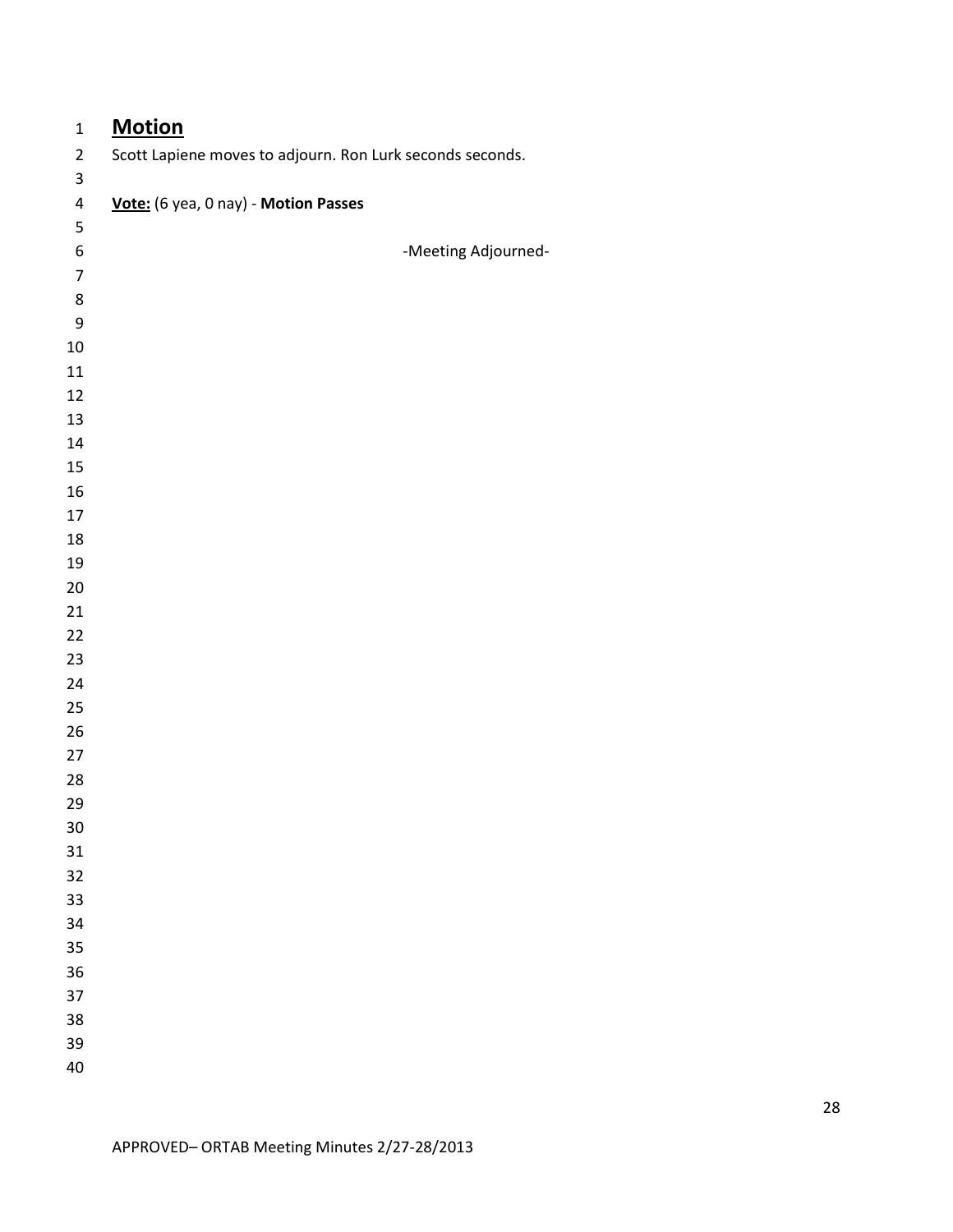## Motion

Scott Lapiene moves to adjourn. Ron Lurk seconds seconds.

**Vote:** (6 yea, 0 nay) - **Motion Passes**

-Meeting Adjourned-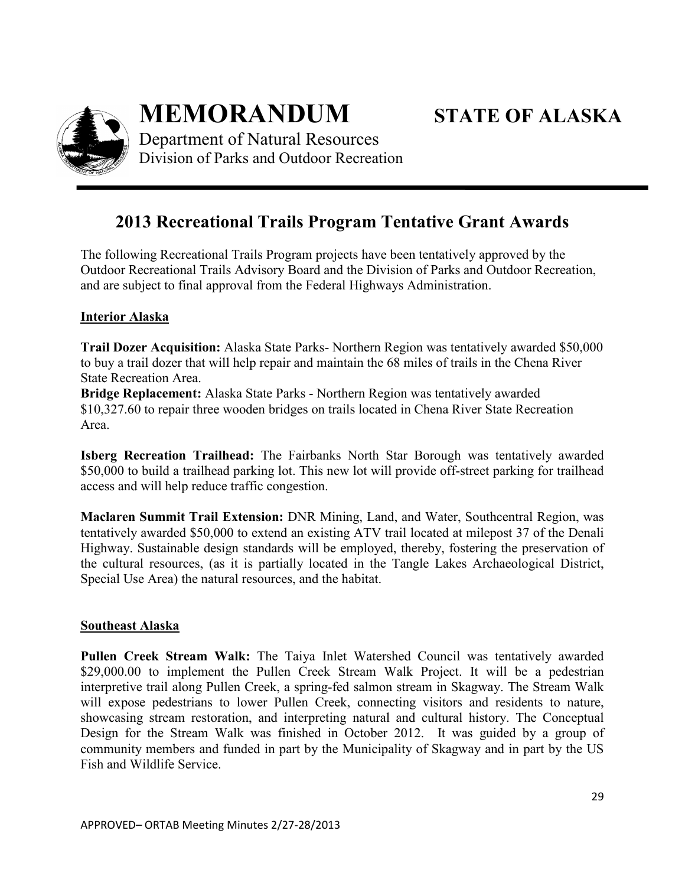# MEMORANDUM

**STATE OF ALASKA**

Department of Natural Resources
Division of Parks and Outdoor Recreation

## 2013 Recreational Trails Program Tentative Grant Awards

The following Recreational Trails Program projects have been tentatively approved by the Outdoor Recreational Trails Advisory Board and the Division of Parks and Outdoor Recreation, and are subject to final approval from the Federal Highways Administration.

### Interior Alaska

**Trail Dozer Acquisition:** Alaska State Parks- Northern Region was tentatively awarded $50,000 to buy a trail dozer that will help repair and maintain the 68 miles of trails in the Chena River State Recreation Area.
**Bridge Replacement:** Alaska State Parks - Northern Region was tentatively awarded $10,327.60 to repair three wooden bridges on trails located in Chena River State Recreation Area.

**Isberg Recreation Trailhead:** The Fairbanks North Star Borough was tentatively awarded $50,000 to build a trailhead parking lot. This new lot will provide off-street parking for trailhead access and will help reduce traffic congestion.

**Maclaren Summit Trail Extension:** DNR Mining, Land, and Water, Southcentral Region, was tentatively awarded $50,000 to extend an existing ATV trail located at milepost 37 of the Denali Highway. Sustainable design standards will be employed, thereby, fostering the preservation of the cultural resources, (as it is partially located in the Tangle Lakes Archaeological District, Special Use Area) the natural resources, and the habitat.

### Southeast Alaska

**Pullen Creek Stream Walk:** The Taiya Inlet Watershed Council was tentatively awarded $29,000.00 to implement the Pullen Creek Stream Walk Project. It will be a pedestrian interpretive trail along Pullen Creek, a spring-fed salmon stream in Skagway. The Stream Walk will expose pedestrians to lower Pullen Creek, connecting visitors and residents to nature, showcasing stream restoration, and interpreting natural and cultural history. The Conceptual Design for the Stream Walk was finished in October 2012. It was guided by a group of community members and funded in part by the Municipality of Skagway and in part by the US Fish and Wildlife Service.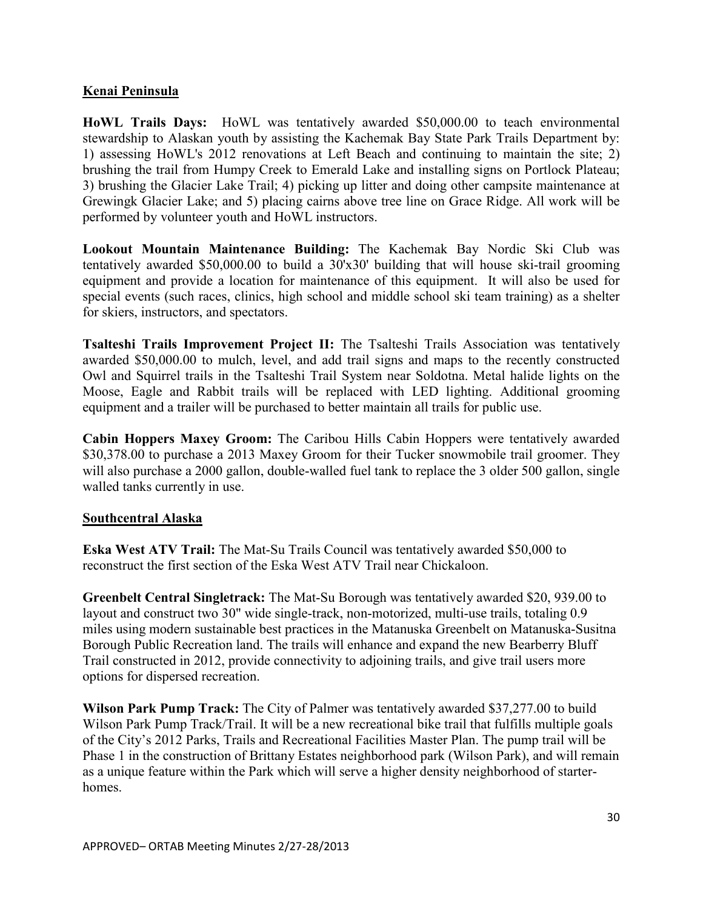## Kenai Peninsula

**HoWL Trails Days:** HoWL was tentatively awarded $50,000.00 to teach environmental stewardship to Alaskan youth by assisting the Kachemak Bay State Park Trails Department by: 1) assessing HoWL's 2012 renovations at Left Beach and continuing to maintain the site; 2) brushing the trail from Humpy Creek to Emerald Lake and installing signs on Portlock Plateau; 3) brushing the Glacier Lake Trail; 4) picking up litter and doing other campsite maintenance at Grewingk Glacier Lake; and 5) placing cairns above tree line on Grace Ridge. All work will be performed by volunteer youth and HoWL instructors.

**Lookout Mountain Maintenance Building:** The Kachemak Bay Nordic Ski Club was tentatively awarded $50,000.00 to build a 30'x30' building that will house ski-trail grooming equipment and provide a location for maintenance of this equipment. It will also be used for special events (such races, clinics, high school and middle school ski team training) as a shelter for skiers, instructors, and spectators.

**Tsalteshi Trails Improvement Project II:** The Tsalteshi Trails Association was tentatively awarded $50,000.00 to mulch, level, and add trail signs and maps to the recently constructed Owl and Squirrel trails in the Tsalteshi Trail System near Soldotna. Metal halide lights on the Moose, Eagle and Rabbit trails will be replaced with LED lighting. Additional grooming equipment and a trailer will be purchased to better maintain all trails for public use.

**Cabin Hoppers Maxey Groom:** The Caribou Hills Cabin Hoppers were tentatively awarded $30,378.00 to purchase a 2013 Maxey Groom for their Tucker snowmobile trail groomer. They will also purchase a 2000 gallon, double-walled fuel tank to replace the 3 older 500 gallon, single walled tanks currently in use.

## Southcentral Alaska

**Eska West ATV Trail:** The Mat-Su Trails Council was tentatively awarded $50,000 to reconstruct the first section of the Eska West ATV Trail near Chickaloon.

**Greenbelt Central Singletrack:** The Mat-Su Borough was tentatively awarded $20, 939.00 to layout and construct two 30" wide single-track, non-motorized, multi-use trails, totaling 0.9 miles using modern sustainable best practices in the Matanuska Greenbelt on Matanuska-Susitna Borough Public Recreation land. The trails will enhance and expand the new Bearberry Bluff Trail constructed in 2012, provide connectivity to adjoining trails, and give trail users more options for dispersed recreation.

**Wilson Park Pump Track:** The City of Palmer was tentatively awarded $37,277.00 to build Wilson Park Pump Track/Trail. It will be a new recreational bike trail that fulfills multiple goals of the City's 2012 Parks, Trails and Recreational Facilities Master Plan. The pump trail will be Phase 1 in the construction of Brittany Estates neighborhood park (Wilson Park), and will remain as a unique feature within the Park which will serve a higher density neighborhood of starter-homes.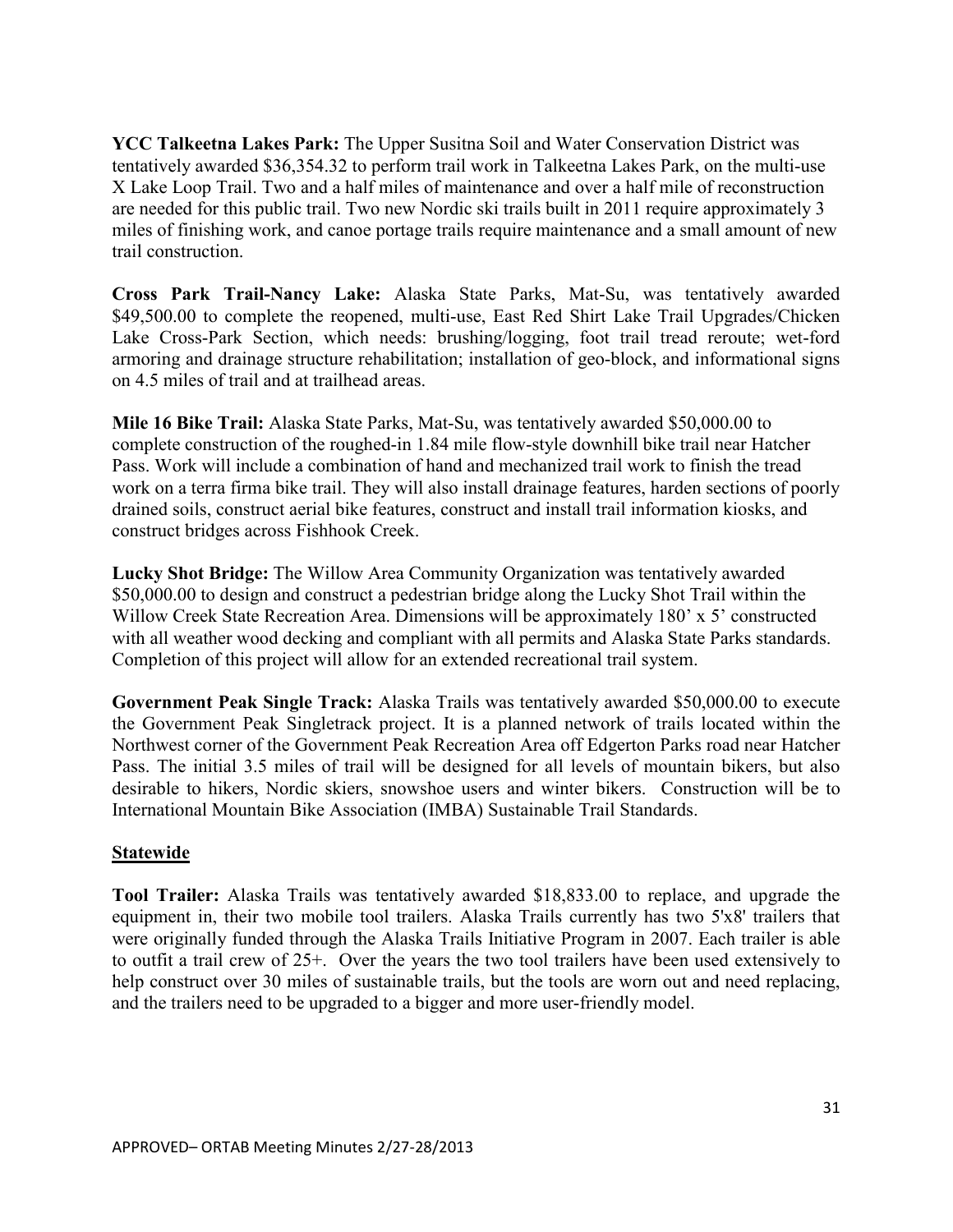**YCC Talkeetna Lakes Park:** The Upper Susitna Soil and Water Conservation District was tentatively awarded $36,354.32 to perform trail work in Talkeetna Lakes Park, on the multi-use X Lake Loop Trail. Two and a half miles of maintenance and over a half mile of reconstruction are needed for this public trail. Two new Nordic ski trails built in 2011 require approximately 3 miles of finishing work, and canoe portage trails require maintenance and a small amount of new trail construction.

**Cross Park Trail-Nancy Lake:** Alaska State Parks, Mat-Su, was tentatively awarded $49,500.00 to complete the reopened, multi-use, East Red Shirt Lake Trail Upgrades/Chicken Lake Cross-Park Section, which needs: brushing/logging, foot trail tread reroute; wet-ford armoring and drainage structure rehabilitation; installation of geo-block, and informational signs on 4.5 miles of trail and at trailhead areas.

**Mile 16 Bike Trail:** Alaska State Parks, Mat-Su, was tentatively awarded $50,000.00 to complete construction of the roughed-in 1.84 mile flow-style downhill bike trail near Hatcher Pass. Work will include a combination of hand and mechanized trail work to finish the tread work on a terra firma bike trail. They will also install drainage features, harden sections of poorly drained soils, construct aerial bike features, construct and install trail information kiosks, and construct bridges across Fishhook Creek.

**Lucky Shot Bridge:** The Willow Area Community Organization was tentatively awarded $50,000.00 to design and construct a pedestrian bridge along the Lucky Shot Trail within the Willow Creek State Recreation Area. Dimensions will be approximately 180' x 5' constructed with all weather wood decking and compliant with all permits and Alaska State Parks standards. Completion of this project will allow for an extended recreational trail system.

**Government Peak Single Track:** Alaska Trails was tentatively awarded $50,000.00 to execute the Government Peak Singletrack project. It is a planned network of trails located within the Northwest corner of the Government Peak Recreation Area off Edgerton Parks road near Hatcher Pass. The initial 3.5 miles of trail will be designed for all levels of mountain bikers, but also desirable to hikers, Nordic skiers, snowshoe users and winter bikers. Construction will be to International Mountain Bike Association (IMBA) Sustainable Trail Standards.

## Statewide

**Tool Trailer:** Alaska Trails was tentatively awarded $18,833.00 to replace, and upgrade the equipment in, their two mobile tool trailers. Alaska Trails currently has two 5'x8' trailers that were originally funded through the Alaska Trails Initiative Program in 2007. Each trailer is able to outfit a trail crew of 25+. Over the years the two tool trailers have been used extensively to help construct over 30 miles of sustainable trails, but the tools are worn out and need replacing, and the trailers need to be upgraded to a bigger and more user-friendly model.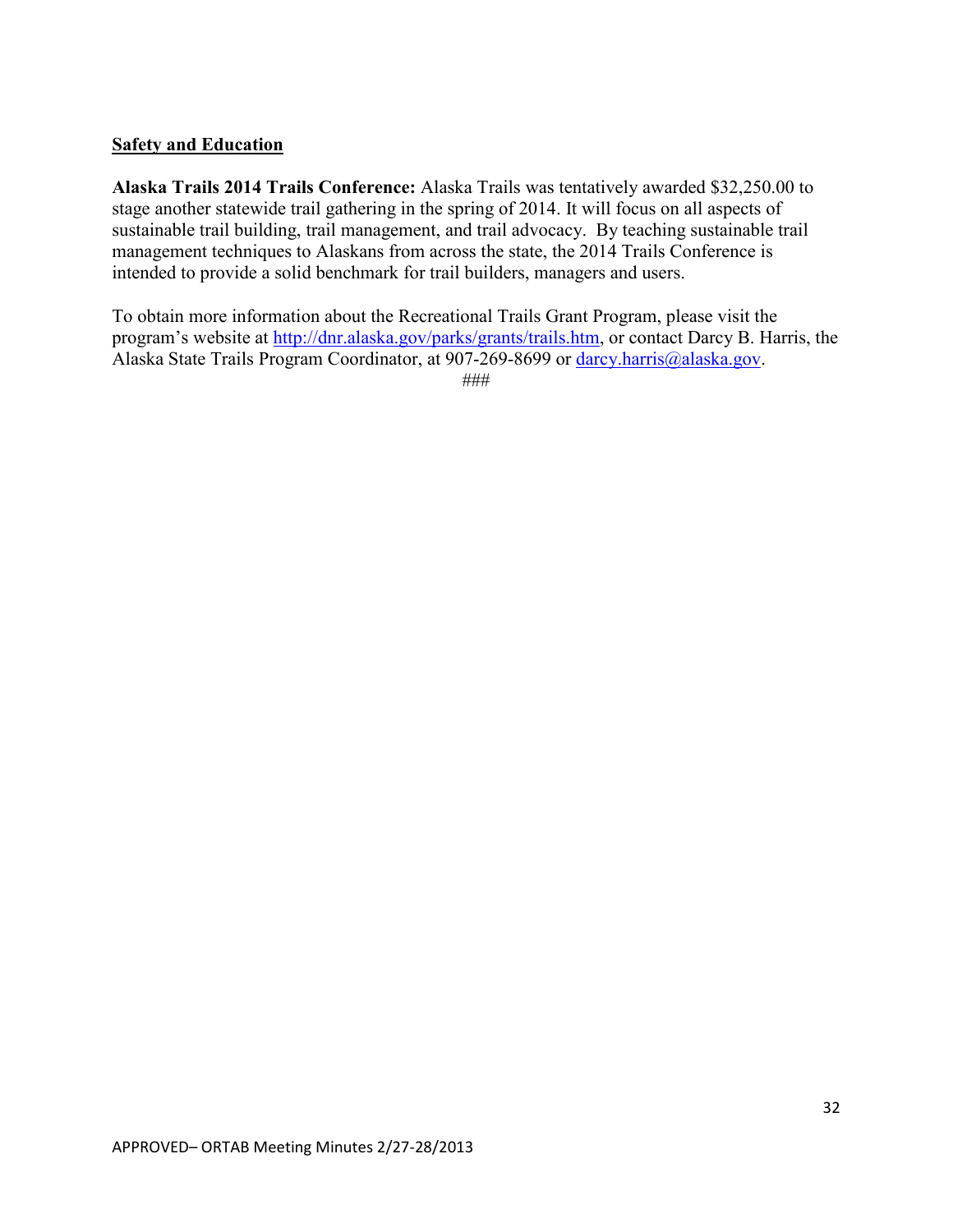**Safety and Education**

**Alaska Trails 2014 Trails Conference:** Alaska Trails was tentatively awarded $32,250.00 to stage another statewide trail gathering in the spring of 2014. It will focus on all aspects of sustainable trail building, trail management, and trail advocacy. By teaching sustainable trail management techniques to Alaskans from across the state, the 2014 Trails Conference is intended to provide a solid benchmark for trail builders, managers and users.

To obtain more information about the Recreational Trails Grant Program, please visit the program's website at http://dnr.alaska.gov/parks/grants/trails.htm, or contact Darcy B. Harris, the Alaska State Trails Program Coordinator, at 907-269-8699 or darcy.harris@alaska.gov.

###